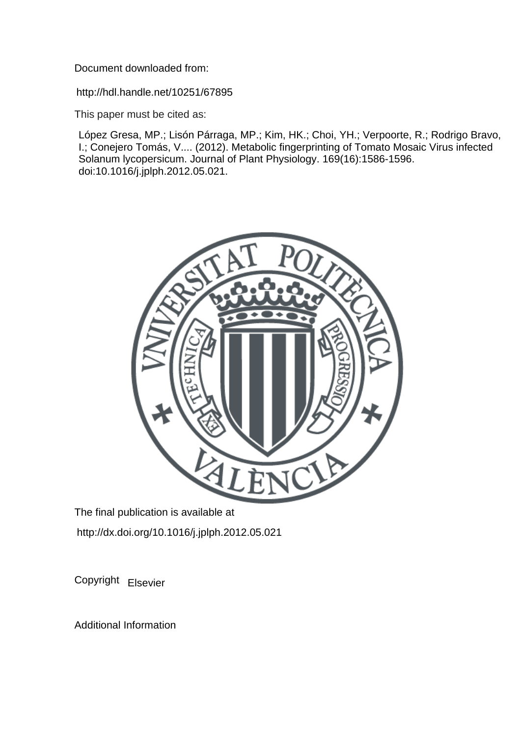Document downloaded from:

http://hdl.handle.net/10251/67895

This paper must be cited as:

López Gresa, MP.; Lisón Párraga, MP.; Kim, HK.; Choi, YH.; Verpoorte, R.; Rodrigo Bravo, I.; Conejero Tomás, V.... (2012). Metabolic fingerprinting of Tomato Mosaic Virus infected Solanum lycopersicum. Journal of Plant Physiology. 169(16):1586-1596. doi:10.1016/j.jplph.2012.05.021.

The final publication is available at

http://dx.doi.org/10.1016/j.jplph.2012.05.021

Copyright Elsevier

Additional Information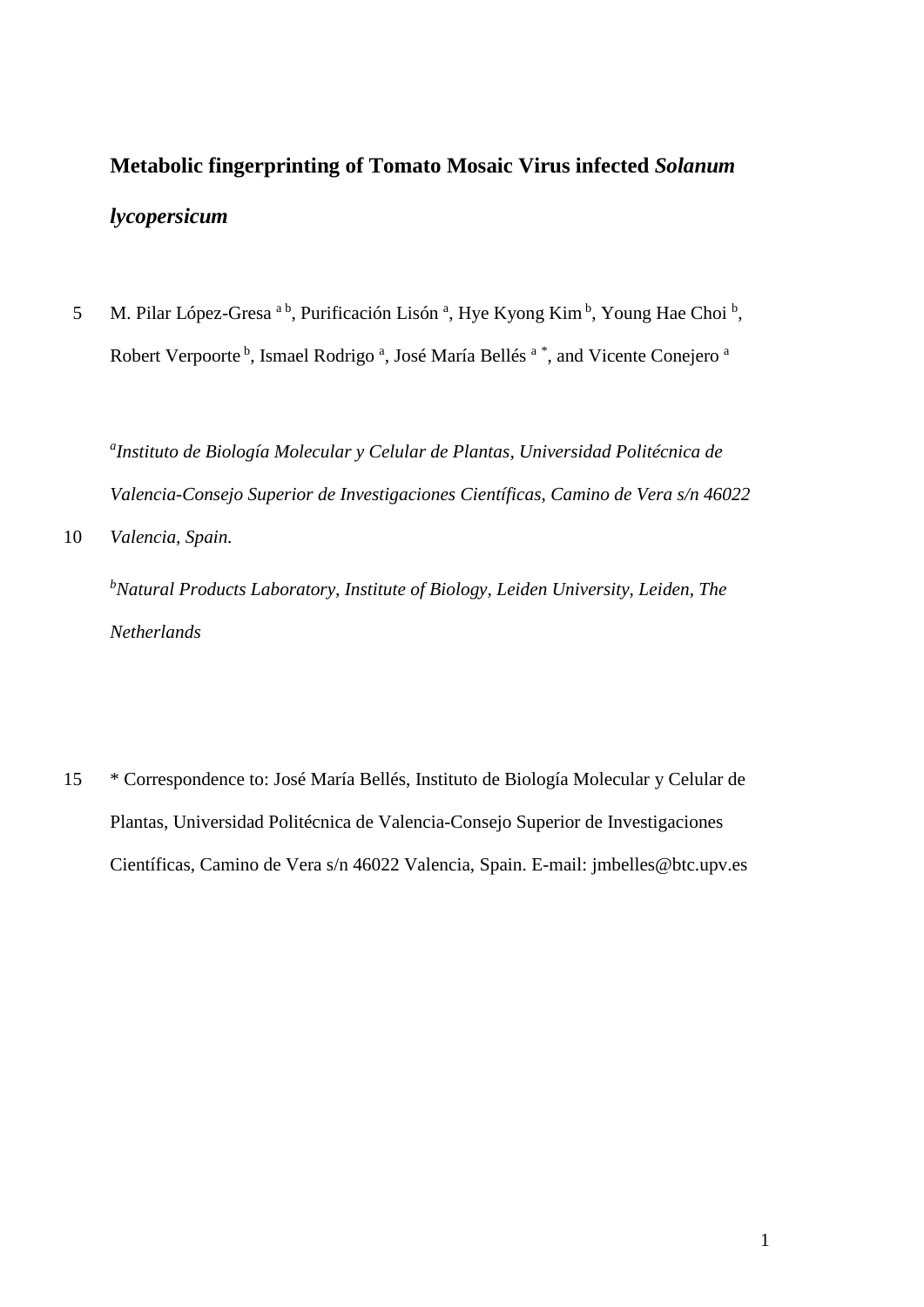# Metabolic fingerprinting of Tomato Mosaic Virus infected *Solanum lycopersicum*

M. Pilar López-Gresa [a b], Purificación Lisón [a], Hye Kyong Kim [b], Young Hae Choi [b], Robert Verpoorte [b], Ismael Rodrigo [a], José María Bellés [a *], and Vicente Conejero [a]

[a]*Instituto de Biología Molecular y Celular de Plantas, Universidad Politécnica de Valencia-Consejo Superior de Investigaciones Científicas, Camino de Vera s/n 46022 Valencia, Spain.*

[b]*Natural Products Laboratory, Institute of Biology, Leiden University, Leiden, The Netherlands*

\* Correspondence to: José María Bellés, Instituto de Biología Molecular y Celular de Plantas, Universidad Politécnica de Valencia-Consejo Superior de Investigaciones Científicas, Camino de Vera s/n 46022 Valencia, Spain. E-mail: jmbelles@btc.upv.es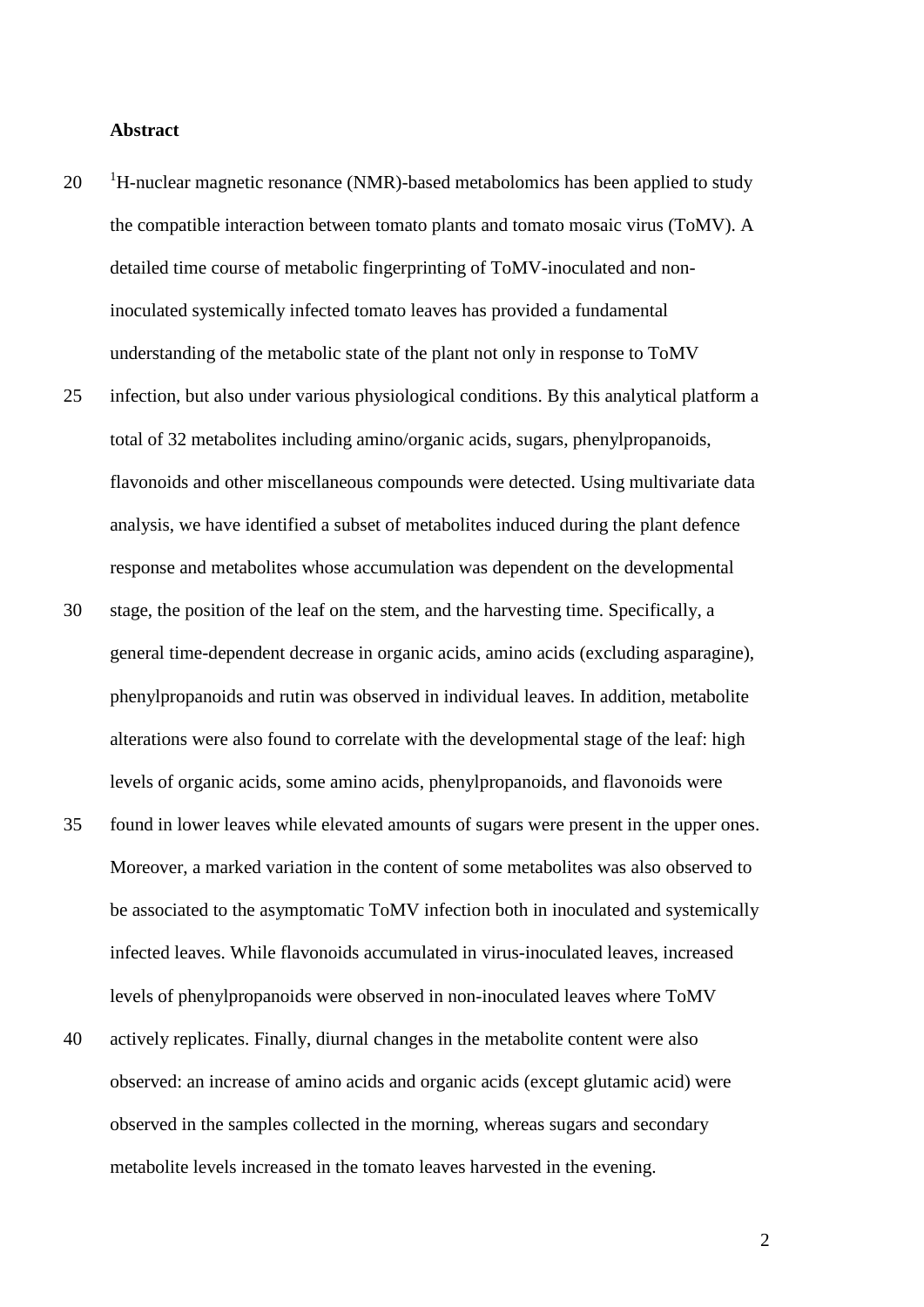**Abstract**

[1]H-nuclear magnetic resonance (NMR)-based metabolomics has been applied to study the compatible interaction between tomato plants and tomato mosaic virus (ToMV). A detailed time course of metabolic fingerprinting of ToMV-inoculated and non-inoculated systemically infected tomato leaves has provided a fundamental understanding of the metabolic state of the plant not only in response to ToMV infection, but also under various physiological conditions. By this analytical platform a total of 32 metabolites including amino/organic acids, sugars, phenylpropanoids, flavonoids and other miscellaneous compounds were detected. Using multivariate data analysis, we have identified a subset of metabolites induced during the plant defence response and metabolites whose accumulation was dependent on the developmental stage, the position of the leaf on the stem, and the harvesting time. Specifically, a general time-dependent decrease in organic acids, amino acids (excluding asparagine), phenylpropanoids and rutin was observed in individual leaves. In addition, metabolite alterations were also found to correlate with the developmental stage of the leaf: high levels of organic acids, some amino acids, phenylpropanoids, and flavonoids were found in lower leaves while elevated amounts of sugars were present in the upper ones. Moreover, a marked variation in the content of some metabolites was also observed to be associated to the asymptomatic ToMV infection both in inoculated and systemically infected leaves. While flavonoids accumulated in virus-inoculated leaves, increased levels of phenylpropanoids were observed in non-inoculated leaves where ToMV actively replicates. Finally, diurnal changes in the metabolite content were also observed: an increase of amino acids and organic acids (except glutamic acid) were observed in the samples collected in the morning, whereas sugars and secondary metabolite levels increased in the tomato leaves harvested in the evening.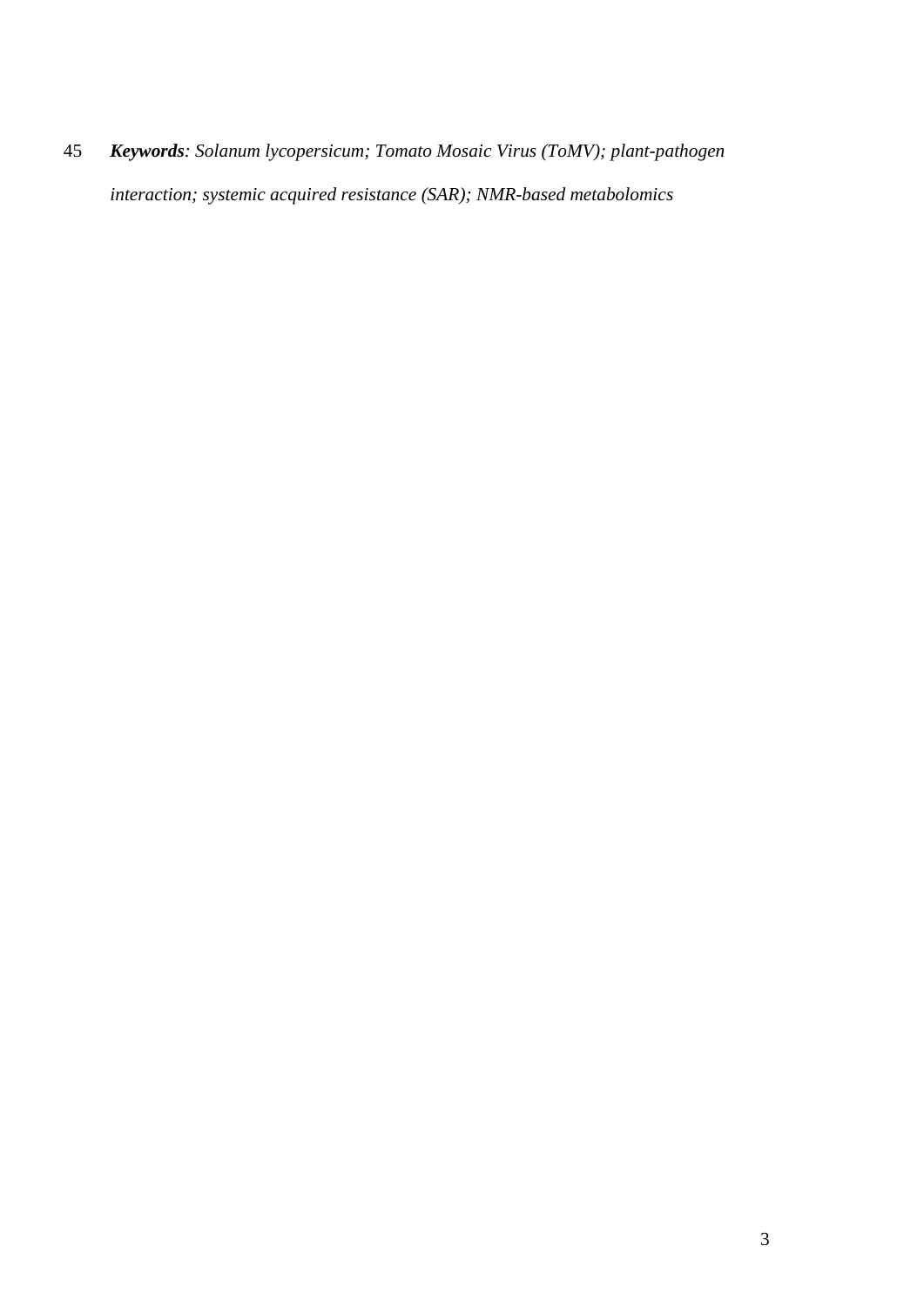***Keywords**: Solanum lycopersicum; Tomato Mosaic Virus (ToMV); plant-pathogen interaction; systemic acquired resistance (SAR); NMR-based metabolomics*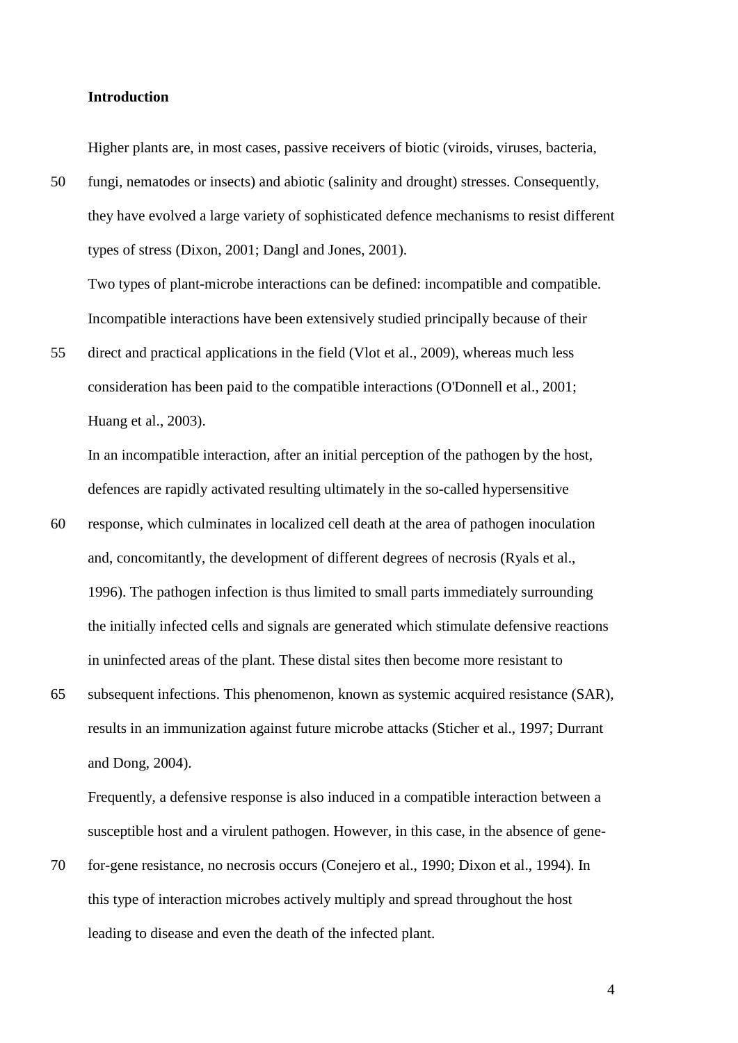## Introduction

Higher plants are, in most cases, passive receivers of biotic (viroids, viruses, bacteria, fungi, nematodes or insects) and abiotic (salinity and drought) stresses. Consequently, they have evolved a large variety of sophisticated defence mechanisms to resist different types of stress (Dixon, 2001; Dangl and Jones, 2001).

Two types of plant-microbe interactions can be defined: incompatible and compatible. Incompatible interactions have been extensively studied principally because of their direct and practical applications in the field (Vlot et al., 2009), whereas much less consideration has been paid to the compatible interactions (O'Donnell et al., 2001; Huang et al., 2003).

In an incompatible interaction, after an initial perception of the pathogen by the host, defences are rapidly activated resulting ultimately in the so-called hypersensitive response, which culminates in localized cell death at the area of pathogen inoculation and, concomitantly, the development of different degrees of necrosis (Ryals et al., 1996). The pathogen infection is thus limited to small parts immediately surrounding the initially infected cells and signals are generated which stimulate defensive reactions in uninfected areas of the plant. These distal sites then become more resistant to subsequent infections. This phenomenon, known as systemic acquired resistance (SAR), results in an immunization against future microbe attacks (Sticher et al., 1997; Durrant and Dong, 2004).

Frequently, a defensive response is also induced in a compatible interaction between a susceptible host and a virulent pathogen. However, in this case, in the absence of gene-for-gene resistance, no necrosis occurs (Conejero et al., 1990; Dixon et al., 1994). In this type of interaction microbes actively multiply and spread throughout the host leading to disease and even the death of the infected plant.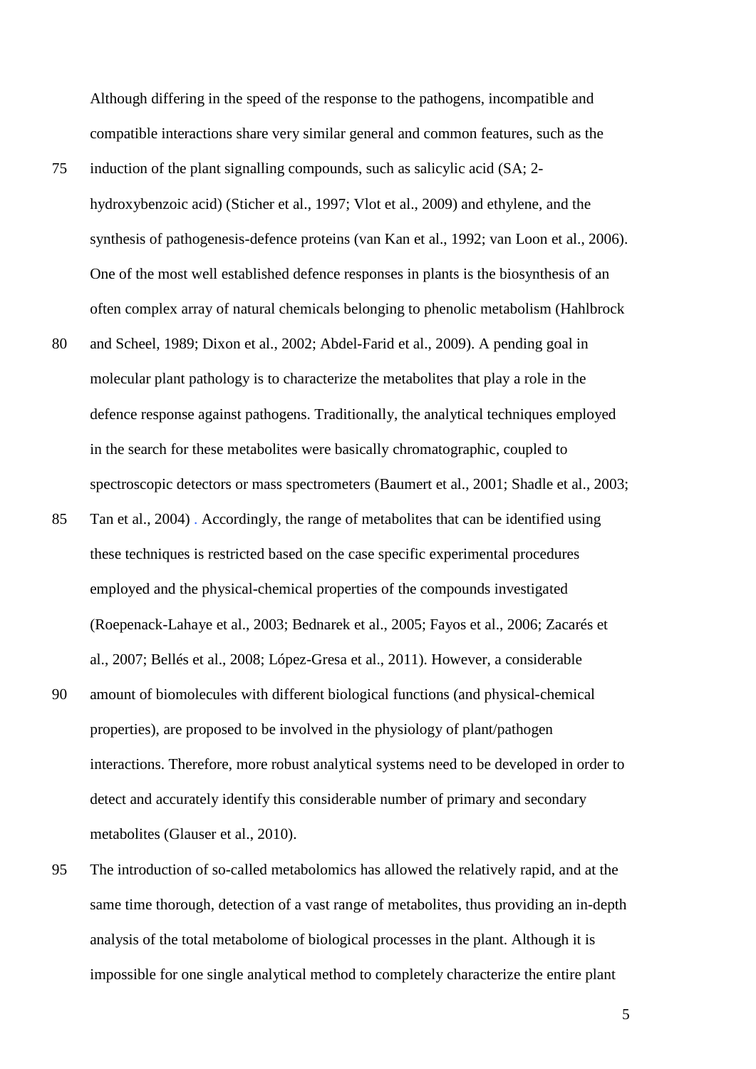Although differing in the speed of the response to the pathogens, incompatible and compatible interactions share very similar general and common features, such as the induction of the plant signalling compounds, such as salicylic acid (SA; 2-hydroxybenzoic acid) (Sticher et al., 1997; Vlot et al., 2009) and ethylene, and the synthesis of pathogenesis-defence proteins (van Kan et al., 1992; van Loon et al., 2006). One of the most well established defence responses in plants is the biosynthesis of an often complex array of natural chemicals belonging to phenolic metabolism (Hahlbrock and Scheel, 1989; Dixon et al., 2002; Abdel-Farid et al., 2009). A pending goal in molecular plant pathology is to characterize the metabolites that play a role in the defence response against pathogens. Traditionally, the analytical techniques employed in the search for these metabolites were basically chromatographic, coupled to spectroscopic detectors or mass spectrometers (Baumert et al., 2001; Shadle et al., 2003; Tan et al., 2004) . Accordingly, the range of metabolites that can be identified using these techniques is restricted based on the case specific experimental procedures employed and the physical-chemical properties of the compounds investigated (Roepenack-Lahaye et al., 2003; Bednarek et al., 2005; Fayos et al., 2006; Zacarés et al., 2007; Bellés et al., 2008; López-Gresa et al., 2011). However, a considerable amount of biomolecules with different biological functions (and physical-chemical properties), are proposed to be involved in the physiology of plant/pathogen interactions. Therefore, more robust analytical systems need to be developed in order to detect and accurately identify this considerable number of primary and secondary metabolites (Glauser et al., 2010).

The introduction of so-called metabolomics has allowed the relatively rapid, and at the same time thorough, detection of a vast range of metabolites, thus providing an in-depth analysis of the total metabolome of biological processes in the plant. Although it is impossible for one single analytical method to completely characterize the entire plant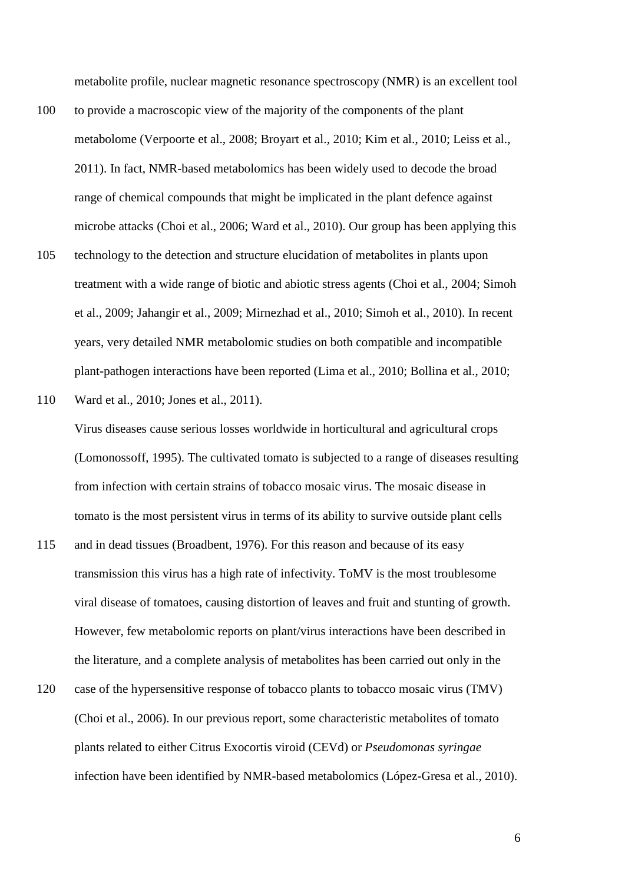metabolite profile, nuclear magnetic resonance spectroscopy (NMR) is an excellent tool to provide a macroscopic view of the majority of the components of the plant metabolome (Verpoorte et al., 2008; Broyart et al., 2010; Kim et al., 2010; Leiss et al., 2011). In fact, NMR-based metabolomics has been widely used to decode the broad range of chemical compounds that might be implicated in the plant defence against microbe attacks (Choi et al., 2006; Ward et al., 2010). Our group has been applying this technology to the detection and structure elucidation of metabolites in plants upon treatment with a wide range of biotic and abiotic stress agents (Choi et al., 2004; Simoh et al., 2009; Jahangir et al., 2009; Mirnezhad et al., 2010; Simoh et al., 2010). In recent years, very detailed NMR metabolomic studies on both compatible and incompatible plant-pathogen interactions have been reported (Lima et al., 2010; Bollina et al., 2010; Ward et al., 2010; Jones et al., 2011).

Virus diseases cause serious losses worldwide in horticultural and agricultural crops (Lomonossoff, 1995). The cultivated tomato is subjected to a range of diseases resulting from infection with certain strains of tobacco mosaic virus. The mosaic disease in tomato is the most persistent virus in terms of its ability to survive outside plant cells and in dead tissues (Broadbent, 1976). For this reason and because of its easy transmission this virus has a high rate of infectivity. ToMV is the most troublesome viral disease of tomatoes, causing distortion of leaves and fruit and stunting of growth. However, few metabolomic reports on plant/virus interactions have been described in the literature, and a complete analysis of metabolites has been carried out only in the case of the hypersensitive response of tobacco plants to tobacco mosaic virus (TMV) (Choi et al., 2006). In our previous report, some characteristic metabolites of tomato plants related to either Citrus Exocortis viroid (CEVd) or *Pseudomonas syringae* infection have been identified by NMR-based metabolomics (López-Gresa et al., 2010).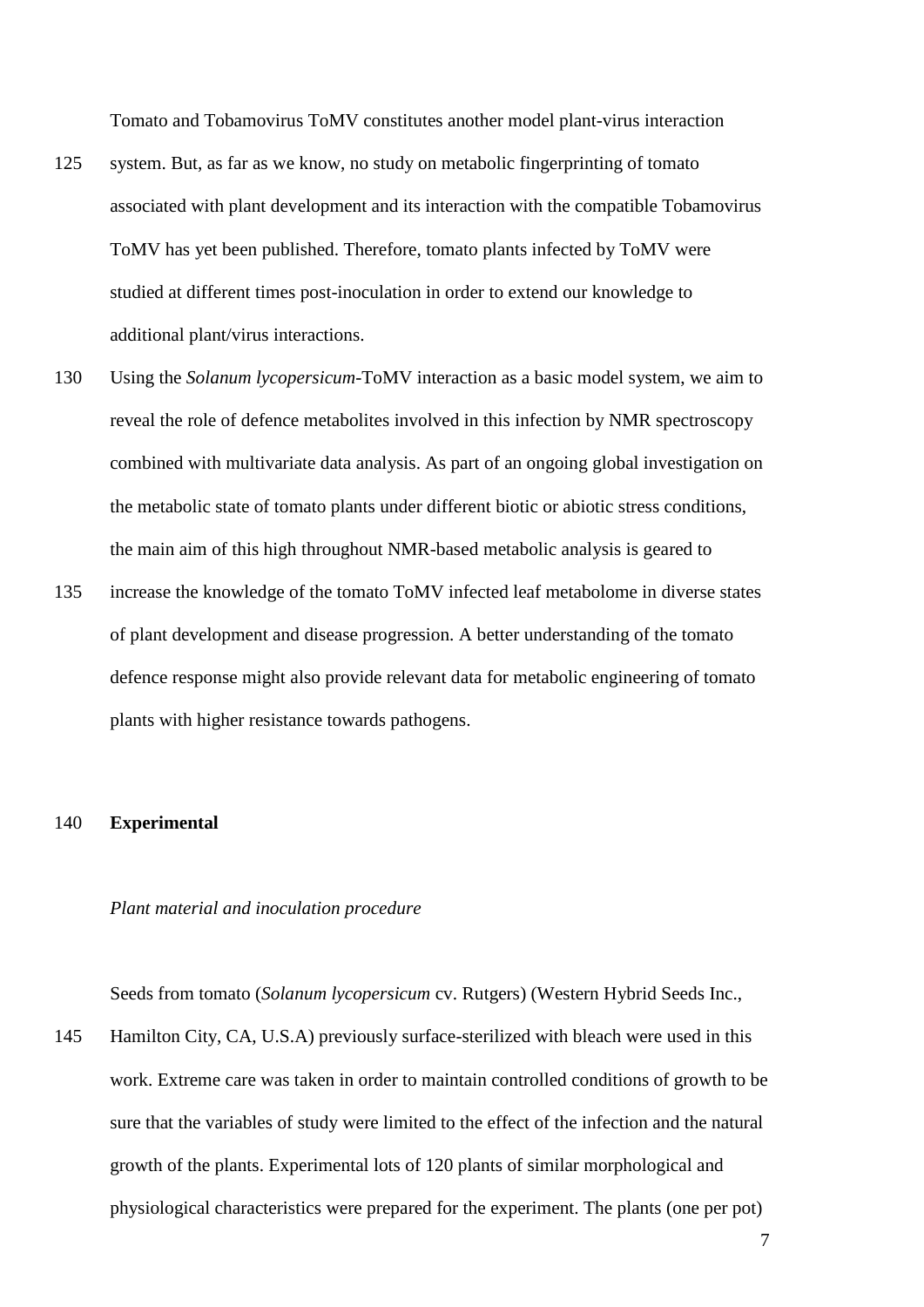Tomato and Tobamovirus ToMV constitutes another model plant-virus interaction system. But, as far as we know, no study on metabolic fingerprinting of tomato associated with plant development and its interaction with the compatible Tobamovirus ToMV has yet been published. Therefore, tomato plants infected by ToMV were studied at different times post-inoculation in order to extend our knowledge to additional plant/virus interactions.

Using the *Solanum lycopersicum*-ToMV interaction as a basic model system, we aim to reveal the role of defence metabolites involved in this infection by NMR spectroscopy combined with multivariate data analysis. As part of an ongoing global investigation on the metabolic state of tomato plants under different biotic or abiotic stress conditions, the main aim of this high throughout NMR-based metabolic analysis is geared to increase the knowledge of the tomato ToMV infected leaf metabolome in diverse states of plant development and disease progression. A better understanding of the tomato defence response might also provide relevant data for metabolic engineering of tomato plants with higher resistance towards pathogens.

## Experimental

### *Plant material and inoculation procedure*

Seeds from tomato (*Solanum lycopersicum* cv. Rutgers) (Western Hybrid Seeds Inc., Hamilton City, CA, U.S.A) previously surface-sterilized with bleach were used in this work. Extreme care was taken in order to maintain controlled conditions of growth to be sure that the variables of study were limited to the effect of the infection and the natural growth of the plants. Experimental lots of 120 plants of similar morphological and physiological characteristics were prepared for the experiment. The plants (one per pot)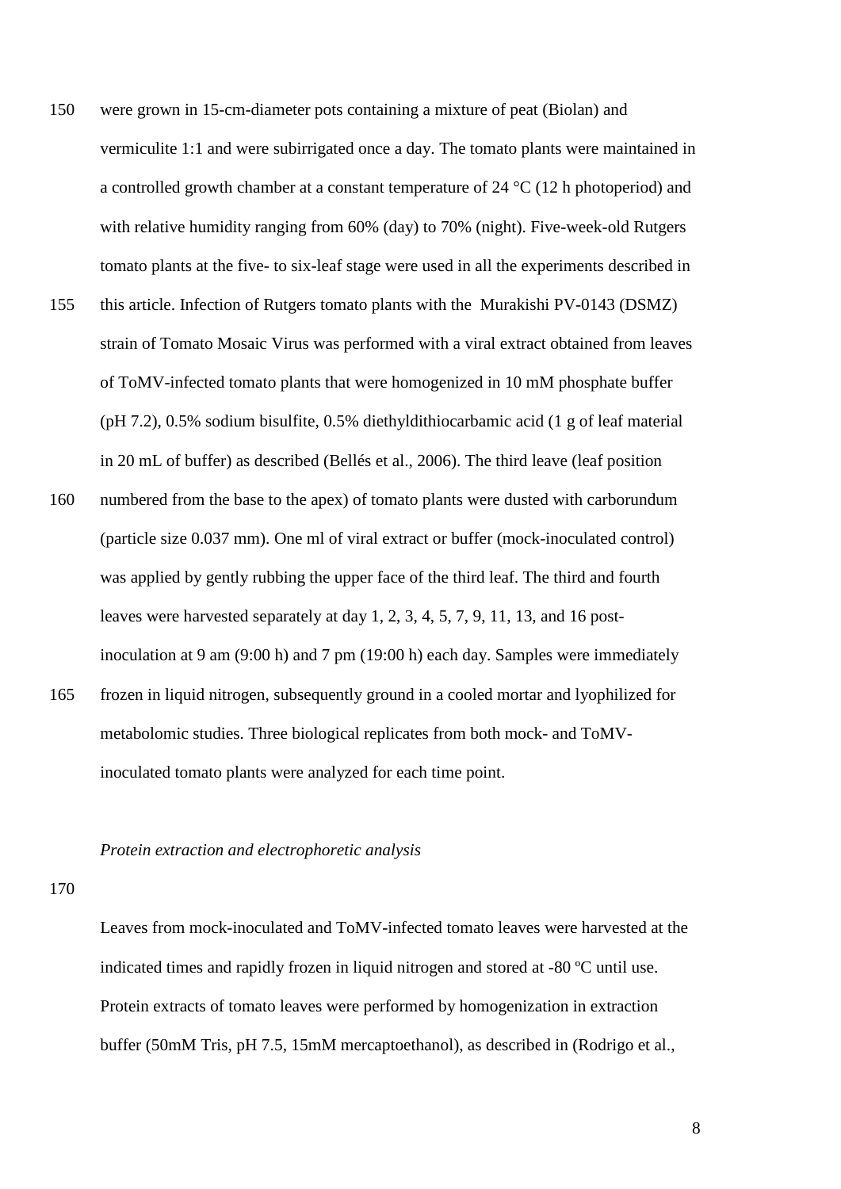were grown in 15-cm-diameter pots containing a mixture of peat (Biolan) and vermiculite 1:1 and were subirrigated once a day. The tomato plants were maintained in a controlled growth chamber at a constant temperature of 24 °C (12 h photoperiod) and with relative humidity ranging from 60% (day) to 70% (night). Five-week-old Rutgers tomato plants at the five- to six-leaf stage were used in all the experiments described in this article. Infection of Rutgers tomato plants with the Murakishi PV-0143 (DSMZ) strain of Tomato Mosaic Virus was performed with a viral extract obtained from leaves of ToMV-infected tomato plants that were homogenized in 10 mM phosphate buffer (pH 7.2), 0.5% sodium bisulfite, 0.5% diethyldithiocarbamic acid (1 g of leaf material in 20 mL of buffer) as described (Bellés et al., 2006). The third leave (leaf position numbered from the base to the apex) of tomato plants were dusted with carborundum (particle size 0.037 mm). One ml of viral extract or buffer (mock-inoculated control) was applied by gently rubbing the upper face of the third leaf. The third and fourth leaves were harvested separately at day 1, 2, 3, 4, 5, 7, 9, 11, 13, and 16 post-inoculation at 9 am (9:00 h) and 7 pm (19:00 h) each day. Samples were immediately frozen in liquid nitrogen, subsequently ground in a cooled mortar and lyophilized for metabolomic studies. Three biological replicates from both mock- and ToMV-inoculated tomato plants were analyzed for each time point.

*Protein extraction and electrophoretic analysis*

Leaves from mock-inoculated and ToMV-infected tomato leaves were harvested at the indicated times and rapidly frozen in liquid nitrogen and stored at -80 ºC until use. Protein extracts of tomato leaves were performed by homogenization in extraction buffer (50mM Tris, pH 7.5, 15mM mercaptoethanol), as described in (Rodrigo et al.,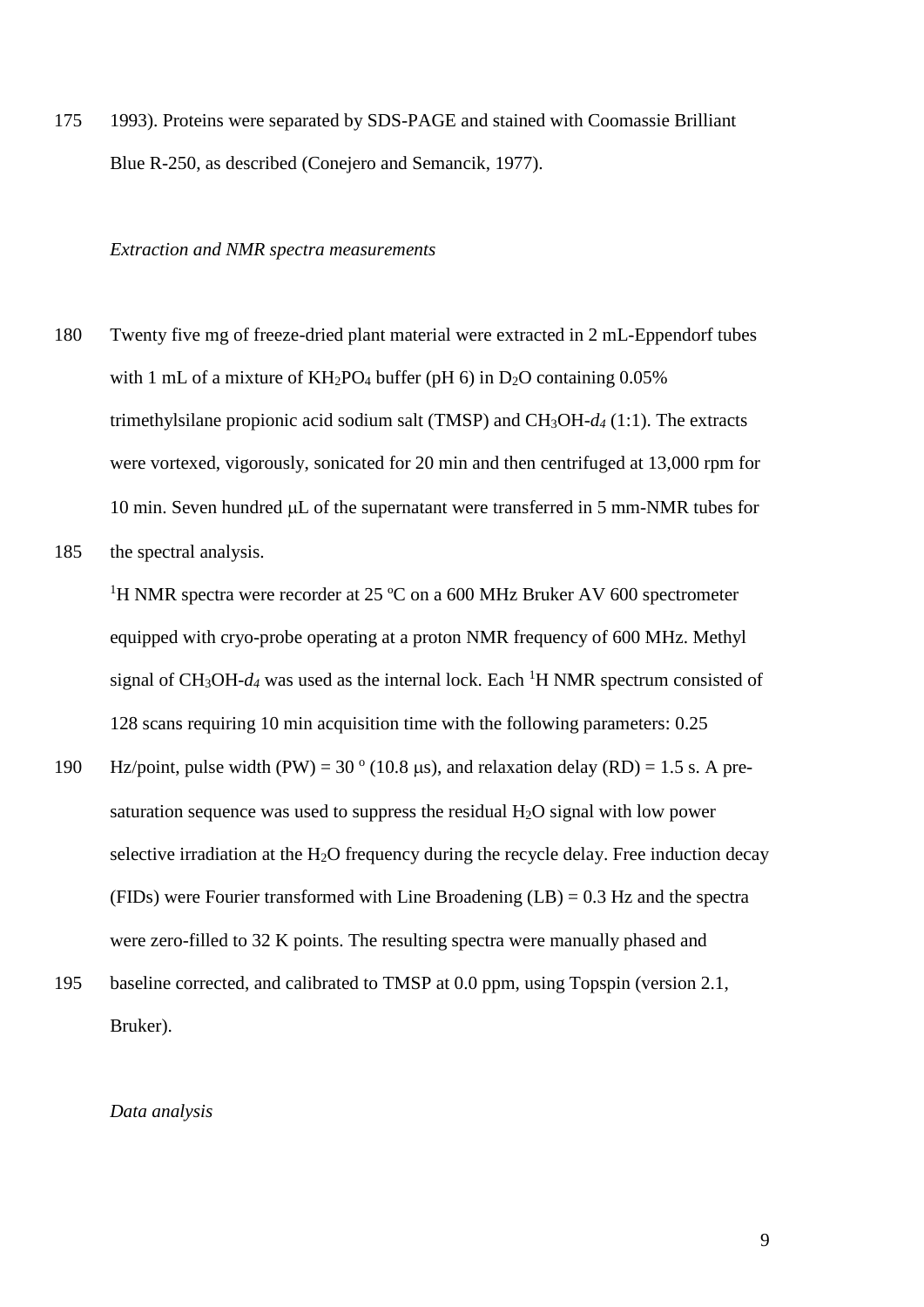1993). Proteins were separated by SDS-PAGE and stained with Coomassie Brilliant Blue R-250, as described (Conejero and Semancik, 1977).

*Extraction and NMR spectra measurements*

Twenty five mg of freeze-dried plant material were extracted in 2 mL-Eppendorf tubes with 1 mL of a mixture of $KH_2PO_4$ buffer (pH 6) in $D_2O$ containing 0.05% trimethylsilane propionic acid sodium salt (TMSP) and $CH_3OH$-*d₄* (1:1). The extracts were vortexed, vigorously, sonicated for 20 min and then centrifuged at 13,000 rpm for 10 min. Seven hundred μL of the supernatant were transferred in 5 mm-NMR tubes for the spectral analysis.

$^1$H NMR spectra were recorder at 25 ºC on a 600 MHz Bruker AV 600 spectrometer equipped with cryo-probe operating at a proton NMR frequency of 600 MHz. Methyl signal of $CH_3OH$-$d_4$ was used as the internal lock. Each $^1$H NMR spectrum consisted of 128 scans requiring 10 min acquisition time with the following parameters: 0.25 Hz/point, pulse width (PW) = 30 º (10.8 μs), and relaxation delay (RD) = 1.5 s. A pre-saturation sequence was used to suppress the residual $H_2O$ signal with low power selective irradiation at the $H_2O$ frequency during the recycle delay. Free induction decay (FIDs) were Fourier transformed with Line Broadening (LB) = 0.3 Hz and the spectra were zero-filled to 32 K points. The resulting spectra were manually phased and baseline corrected, and calibrated to TMSP at 0.0 ppm, using Topspin (version 2.1, Bruker).

*Data analysis*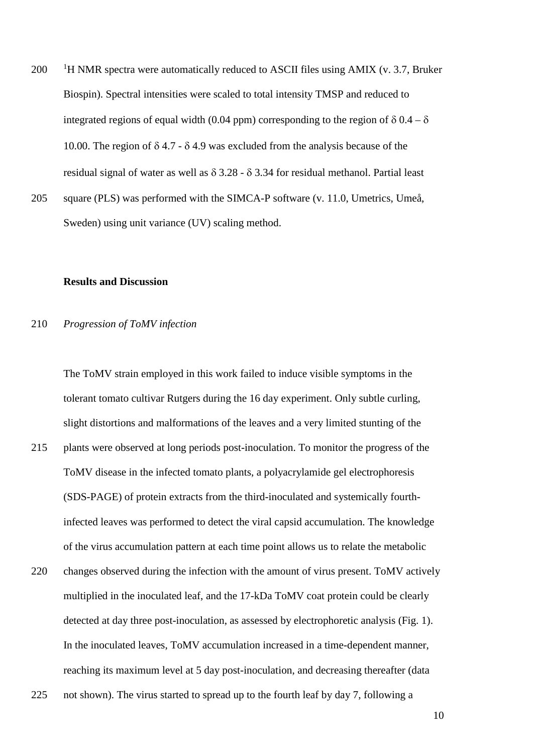$^1$H NMR spectra were automatically reduced to ASCII files using AMIX (v. 3.7, Bruker Biospin). Spectral intensities were scaled to total intensity TMSP and reduced to integrated regions of equal width (0.04 ppm) corresponding to the region of $\delta$ 0.4 – $\delta$ 10.00. The region of $\delta$ 4.7 - $\delta$ 4.9 was excluded from the analysis because of the residual signal of water as well as $\delta$ 3.28 - $\delta$ 3.34 for residual methanol. Partial least square (PLS) was performed with the SIMCA-P software (v. 11.0, Umetrics, Umeå, Sweden) using unit variance (UV) scaling method.

## Results and Discussion

*Progression of ToMV infection*

The ToMV strain employed in this work failed to induce visible symptoms in the tolerant tomato cultivar Rutgers during the 16 day experiment. Only subtle curling, slight distortions and malformations of the leaves and a very limited stunting of the plants were observed at long periods post-inoculation. To monitor the progress of the ToMV disease in the infected tomato plants, a polyacrylamide gel electrophoresis (SDS-PAGE) of protein extracts from the third-inoculated and systemically fourth-infected leaves was performed to detect the viral capsid accumulation. The knowledge of the virus accumulation pattern at each time point allows us to relate the metabolic changes observed during the infection with the amount of virus present. ToMV actively multiplied in the inoculated leaf, and the 17-kDa ToMV coat protein could be clearly detected at day three post-inoculation, as assessed by electrophoretic analysis (Fig. 1). In the inoculated leaves, ToMV accumulation increased in a time-dependent manner, reaching its maximum level at 5 day post-inoculation, and decreasing thereafter (data not shown). The virus started to spread up to the fourth leaf by day 7, following a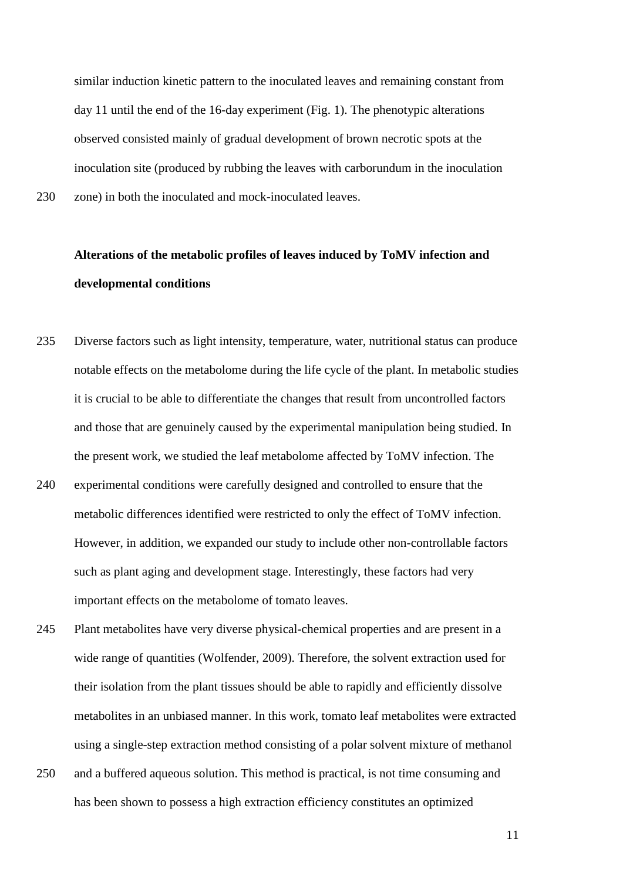similar induction kinetic pattern to the inoculated leaves and remaining constant from day 11 until the end of the 16-day experiment (Fig. 1). The phenotypic alterations observed consisted mainly of gradual development of brown necrotic spots at the inoculation site (produced by rubbing the leaves with carborundum in the inoculation zone) in both the inoculated and mock-inoculated leaves.

**Alterations of the metabolic profiles of leaves induced by ToMV infection and developmental conditions**

Diverse factors such as light intensity, temperature, water, nutritional status can produce notable effects on the metabolome during the life cycle of the plant. In metabolic studies it is crucial to be able to differentiate the changes that result from uncontrolled factors and those that are genuinely caused by the experimental manipulation being studied. In the present work, we studied the leaf metabolome affected by ToMV infection. The experimental conditions were carefully designed and controlled to ensure that the metabolic differences identified were restricted to only the effect of ToMV infection. However, in addition, we expanded our study to include other non-controllable factors such as plant aging and development stage. Interestingly, these factors had very important effects on the metabolome of tomato leaves.

Plant metabolites have very diverse physical-chemical properties and are present in a wide range of quantities (Wolfender, 2009). Therefore, the solvent extraction used for their isolation from the plant tissues should be able to rapidly and efficiently dissolve metabolites in an unbiased manner. In this work, tomato leaf metabolites were extracted using a single-step extraction method consisting of a polar solvent mixture of methanol and a buffered aqueous solution. This method is practical, is not time consuming and has been shown to possess a high extraction efficiency constitutes an optimized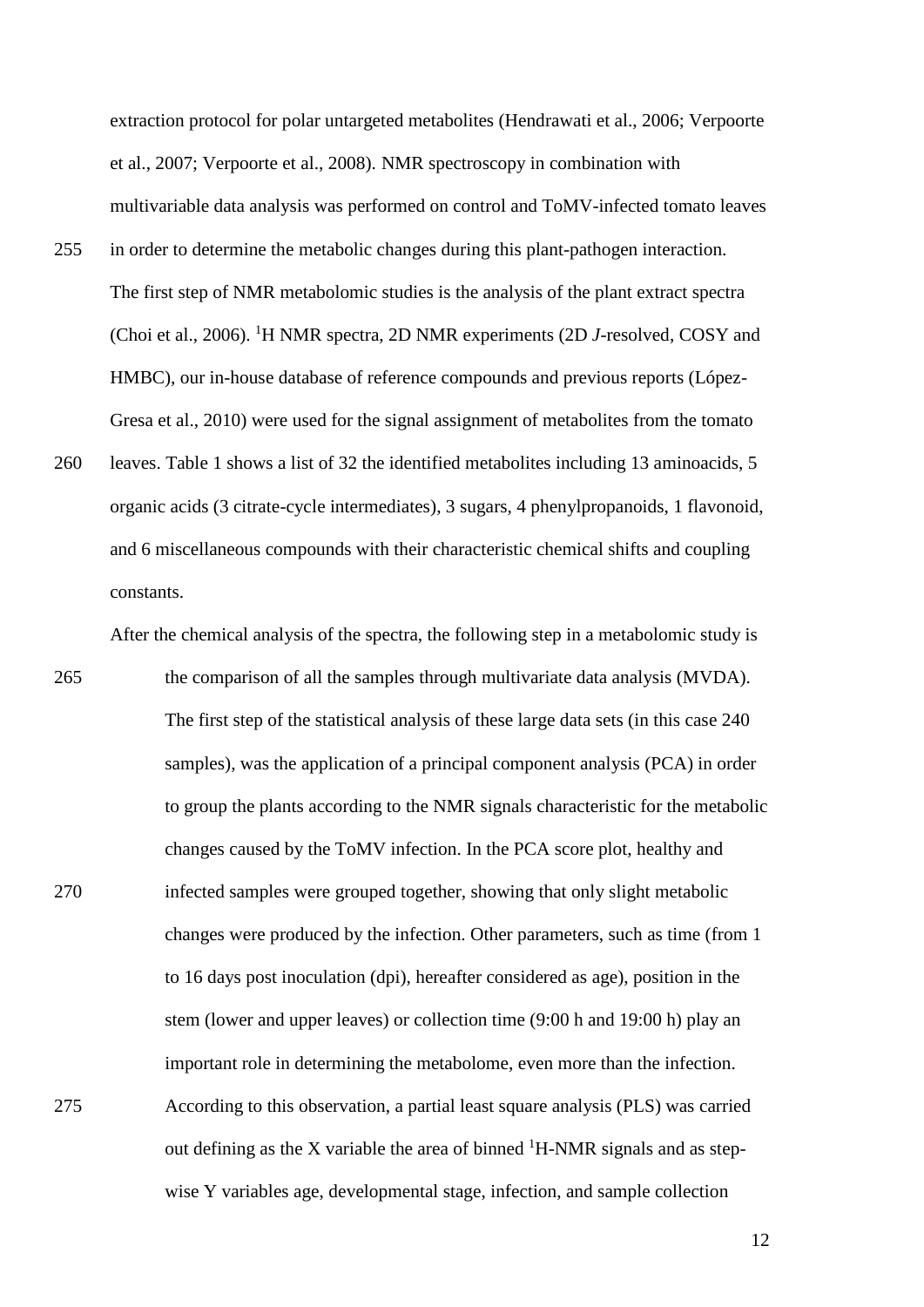extraction protocol for polar untargeted metabolites (Hendrawati et al., 2006; Verpoorte et al., 2007; Verpoorte et al., 2008). NMR spectroscopy in combination with multivariable data analysis was performed on control and ToMV-infected tomato leaves in order to determine the metabolic changes during this plant-pathogen interaction. The first step of NMR metabolomic studies is the analysis of the plant extract spectra (Choi et al., 2006). $^{1}$H NMR spectra, 2D NMR experiments (2D *J*-resolved, COSY and HMBC), our in-house database of reference compounds and previous reports (López-Gresa et al., 2010) were used for the signal assignment of metabolites from the tomato leaves. Table 1 shows a list of 32 the identified metabolites including 13 aminoacids, 5 organic acids (3 citrate-cycle intermediates), 3 sugars, 4 phenylpropanoids, 1 flavonoid, and 6 miscellaneous compounds with their characteristic chemical shifts and coupling constants.

After the chemical analysis of the spectra, the following step in a metabolomic study is the comparison of all the samples through multivariate data analysis (MVDA). The first step of the statistical analysis of these large data sets (in this case 240 samples), was the application of a principal component analysis (PCA) in order to group the plants according to the NMR signals characteristic for the metabolic changes caused by the ToMV infection. In the PCA score plot, healthy and infected samples were grouped together, showing that only slight metabolic changes were produced by the infection. Other parameters, such as time (from 1 to 16 days post inoculation (dpi), hereafter considered as age), position in the stem (lower and upper leaves) or collection time (9:00 h and 19:00 h) play an important role in determining the metabolome, even more than the infection. According to this observation, a partial least square analysis (PLS) was carried out defining as the X variable the area of binned $^{1}$H-NMR signals and as step-wise Y variables age, developmental stage, infection, and sample collection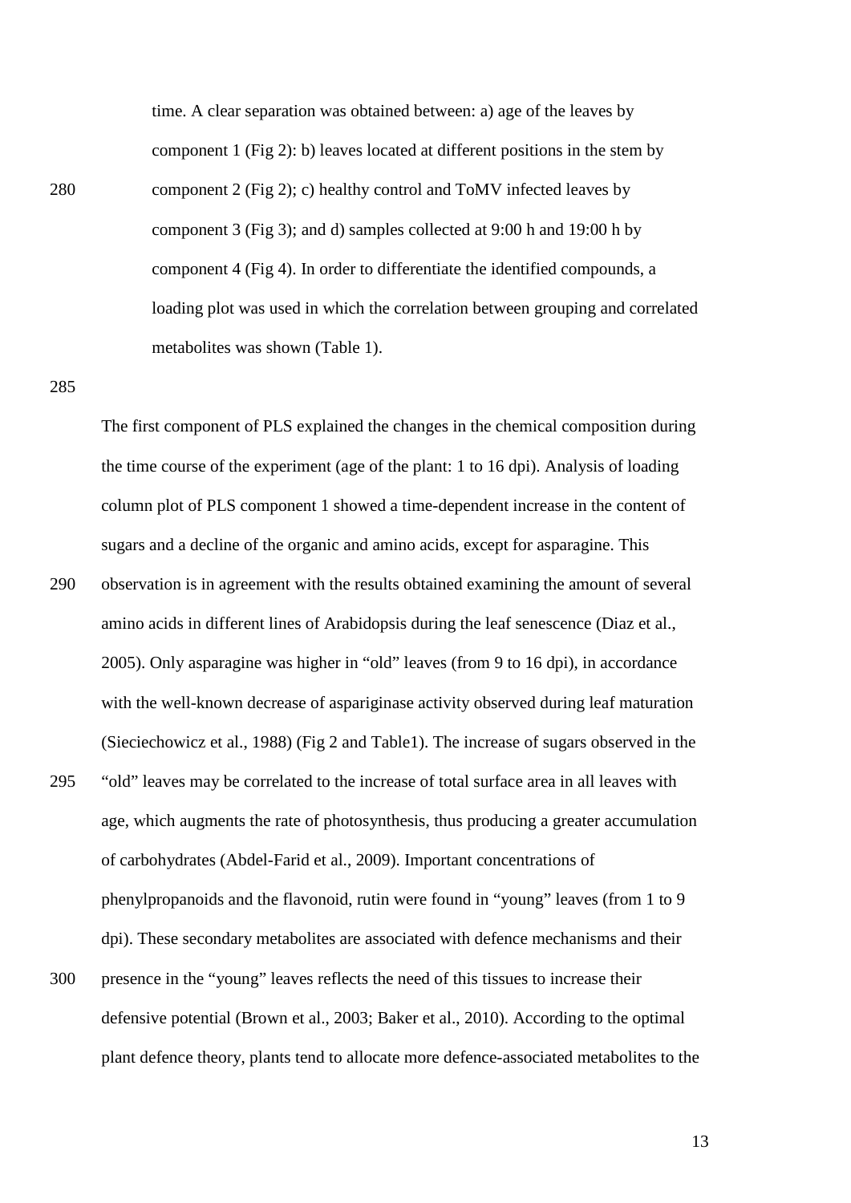time. A clear separation was obtained between: a) age of the leaves by component 1 (Fig 2): b) leaves located at different positions in the stem by component 2 (Fig 2); c) healthy control and ToMV infected leaves by component 3 (Fig 3); and d) samples collected at 9:00 h and 19:00 h by component 4 (Fig 4). In order to differentiate the identified compounds, a loading plot was used in which the correlation between grouping and correlated metabolites was shown (Table 1).

The first component of PLS explained the changes in the chemical composition during the time course of the experiment (age of the plant: 1 to 16 dpi). Analysis of loading column plot of PLS component 1 showed a time-dependent increase in the content of sugars and a decline of the organic and amino acids, except for asparagine. This observation is in agreement with the results obtained examining the amount of several amino acids in different lines of Arabidopsis during the leaf senescence (Diaz et al., 2005). Only asparagine was higher in "old" leaves (from 9 to 16 dpi), in accordance with the well-known decrease of aspariginase activity observed during leaf maturation (Sieciechowicz et al., 1988) (Fig 2 and Table1). The increase of sugars observed in the "old" leaves may be correlated to the increase of total surface area in all leaves with age, which augments the rate of photosynthesis, thus producing a greater accumulation of carbohydrates (Abdel-Farid et al., 2009). Important concentrations of phenylpropanoids and the flavonoid, rutin were found in "young" leaves (from 1 to 9 dpi). These secondary metabolites are associated with defence mechanisms and their presence in the "young" leaves reflects the need of this tissues to increase their defensive potential (Brown et al., 2003; Baker et al., 2010). According to the optimal plant defence theory, plants tend to allocate more defence-associated metabolites to the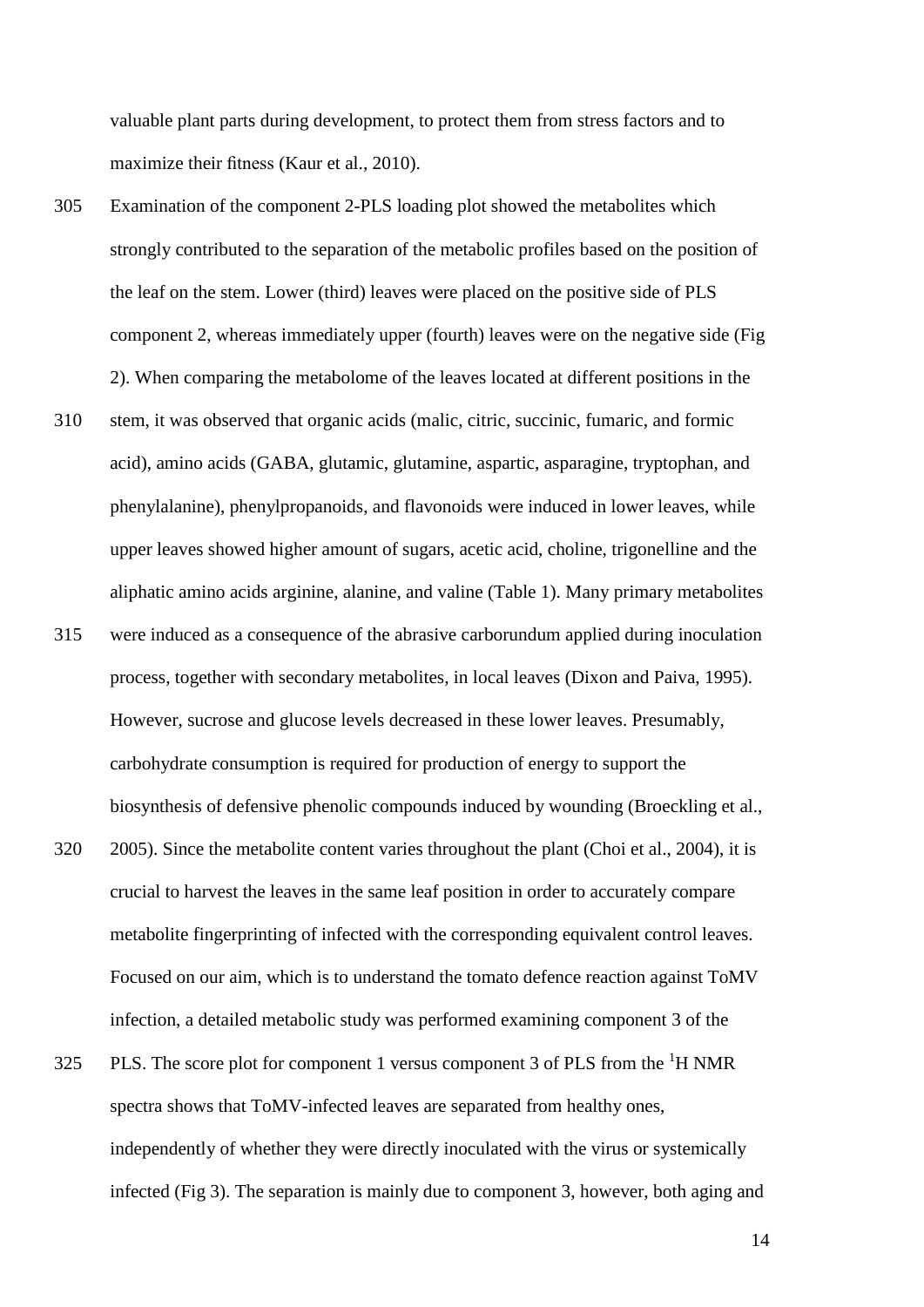valuable plant parts during development, to protect them from stress factors and to maximize their fitness (Kaur et al., 2010).

Examination of the component 2-PLS loading plot showed the metabolites which strongly contributed to the separation of the metabolic profiles based on the position of the leaf on the stem. Lower (third) leaves were placed on the positive side of PLS component 2, whereas immediately upper (fourth) leaves were on the negative side (Fig 2). When comparing the metabolome of the leaves located at different positions in the stem, it was observed that organic acids (malic, citric, succinic, fumaric, and formic acid), amino acids (GABA, glutamic, glutamine, aspartic, asparagine, tryptophan, and phenylalanine), phenylpropanoids, and flavonoids were induced in lower leaves, while upper leaves showed higher amount of sugars, acetic acid, choline, trigonelline and the aliphatic amino acids arginine, alanine, and valine (Table 1). Many primary metabolites were induced as a consequence of the abrasive carborundum applied during inoculation process, together with secondary metabolites, in local leaves (Dixon and Paiva, 1995). However, sucrose and glucose levels decreased in these lower leaves. Presumably, carbohydrate consumption is required for production of energy to support the biosynthesis of defensive phenolic compounds induced by wounding (Broeckling et al., 2005). Since the metabolite content varies throughout the plant (Choi et al., 2004), it is crucial to harvest the leaves in the same leaf position in order to accurately compare metabolite fingerprinting of infected with the corresponding equivalent control leaves. Focused on our aim, which is to understand the tomato defence reaction against ToMV infection, a detailed metabolic study was performed examining component 3 of the PLS. The score plot for component 1 versus component 3 of PLS from the $^{1}$H NMR spectra shows that ToMV-infected leaves are separated from healthy ones, independently of whether they were directly inoculated with the virus or systemically infected (Fig 3). The separation is mainly due to component 3, however, both aging and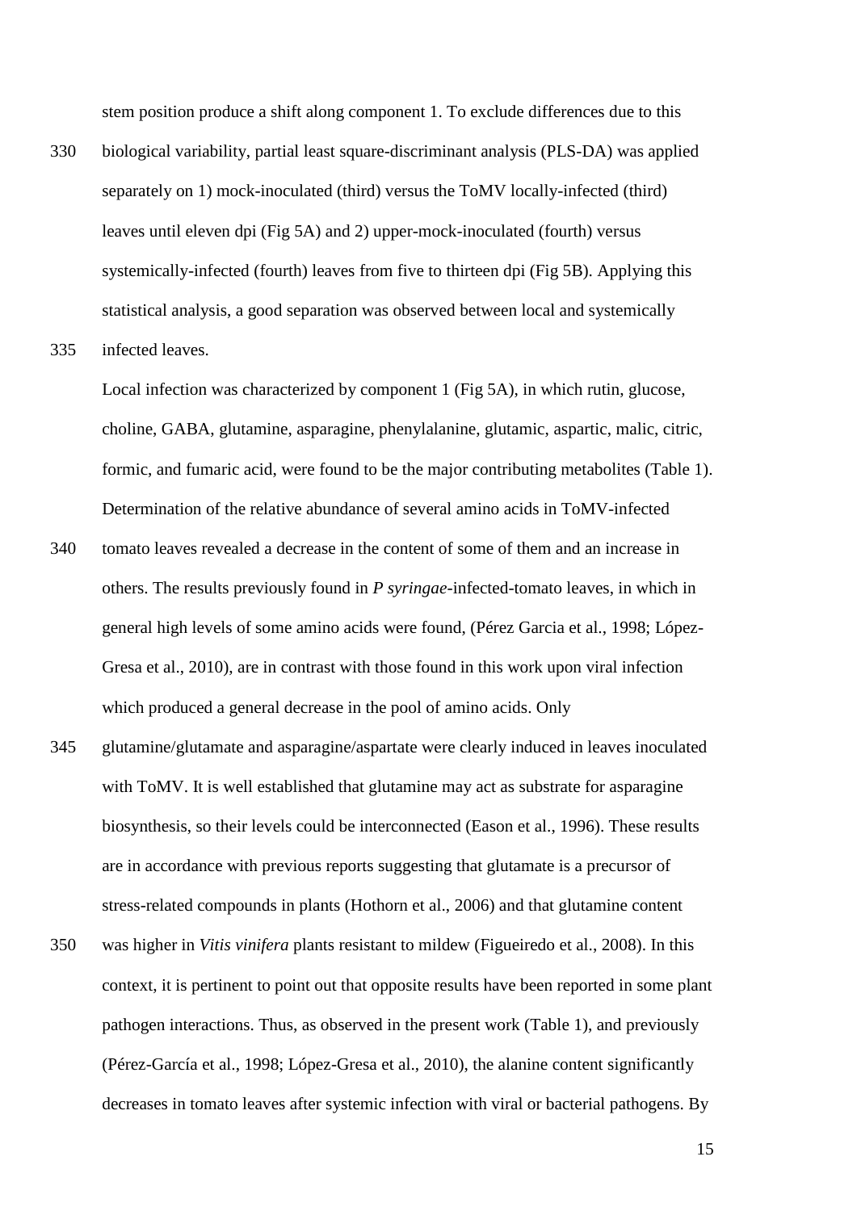stem position produce a shift along component 1. To exclude differences due to this biological variability, partial least square-discriminant analysis (PLS-DA) was applied separately on 1) mock-inoculated (third) versus the ToMV locally-infected (third) leaves until eleven dpi (Fig 5A) and 2) upper-mock-inoculated (fourth) versus systemically-infected (fourth) leaves from five to thirteen dpi (Fig 5B). Applying this statistical analysis, a good separation was observed between local and systemically infected leaves.

Local infection was characterized by component 1 (Fig 5A), in which rutin, glucose, choline, GABA, glutamine, asparagine, phenylalanine, glutamic, aspartic, malic, citric, formic, and fumaric acid, were found to be the major contributing metabolites (Table 1). Determination of the relative abundance of several amino acids in ToMV-infected tomato leaves revealed a decrease in the content of some of them and an increase in others. The results previously found in *P syringae*-infected-tomato leaves, in which in general high levels of some amino acids were found, (Pérez Garcia et al., 1998; López-Gresa et al., 2010), are in contrast with those found in this work upon viral infection which produced a general decrease in the pool of amino acids. Only glutamine/glutamate and asparagine/aspartate were clearly induced in leaves inoculated with ToMV. It is well established that glutamine may act as substrate for asparagine biosynthesis, so their levels could be interconnected (Eason et al., 1996). These results are in accordance with previous reports suggesting that glutamate is a precursor of stress-related compounds in plants (Hothorn et al., 2006) and that glutamine content was higher in *Vitis vinifera* plants resistant to mildew (Figueiredo et al., 2008). In this context, it is pertinent to point out that opposite results have been reported in some plant pathogen interactions. Thus, as observed in the present work (Table 1), and previously (Pérez-García et al., 1998; López-Gresa et al., 2010), the alanine content significantly decreases in tomato leaves after systemic infection with viral or bacterial pathogens. By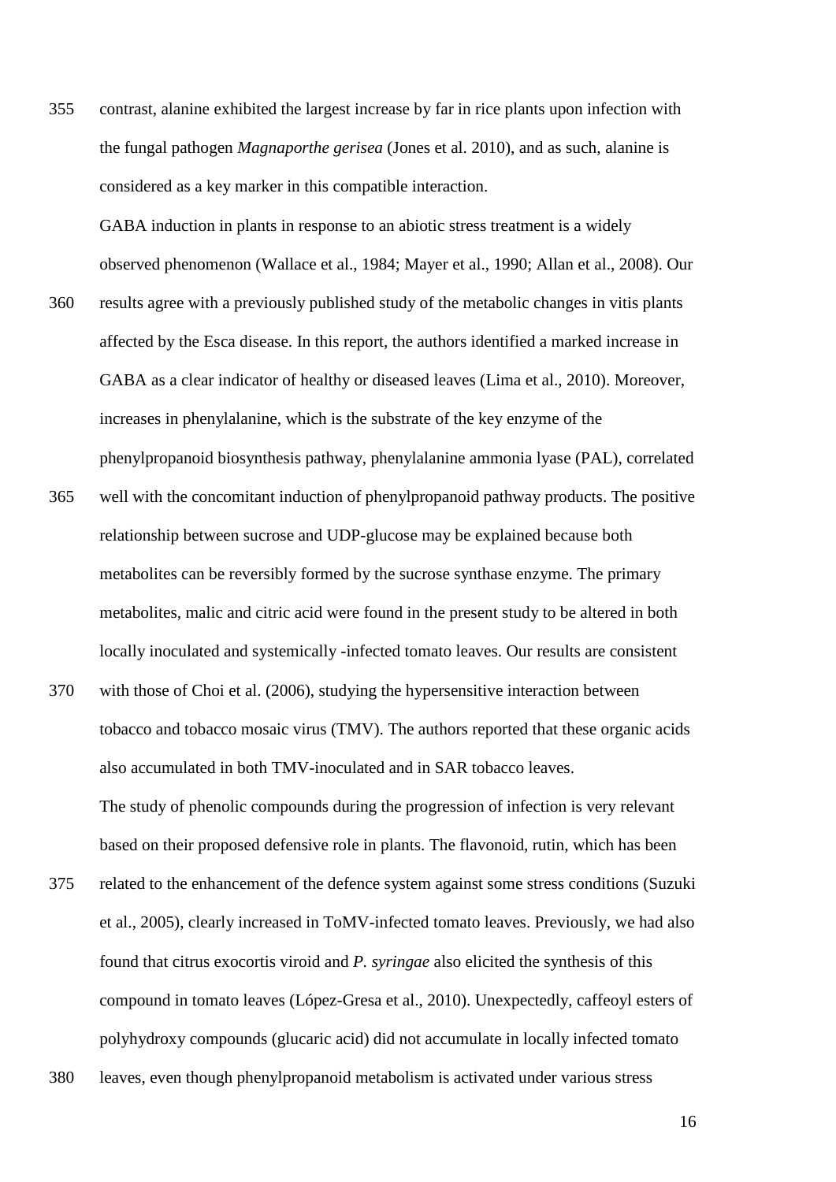contrast, alanine exhibited the largest increase by far in rice plants upon infection with the fungal pathogen *Magnaporthe gerisea* (Jones et al. 2010), and as such, alanine is considered as a key marker in this compatible interaction.

GABA induction in plants in response to an abiotic stress treatment is a widely observed phenomenon (Wallace et al., 1984; Mayer et al., 1990; Allan et al., 2008). Our results agree with a previously published study of the metabolic changes in vitis plants affected by the Esca disease. In this report, the authors identified a marked increase in GABA as a clear indicator of healthy or diseased leaves (Lima et al., 2010). Moreover, increases in phenylalanine, which is the substrate of the key enzyme of the phenylpropanoid biosynthesis pathway, phenylalanine ammonia lyase (PAL), correlated well with the concomitant induction of phenylpropanoid pathway products. The positive relationship between sucrose and UDP-glucose may be explained because both metabolites can be reversibly formed by the sucrose synthase enzyme. The primary metabolites, malic and citric acid were found in the present study to be altered in both locally inoculated and systemically -infected tomato leaves. Our results are consistent with those of Choi et al. (2006), studying the hypersensitive interaction between tobacco and tobacco mosaic virus (TMV). The authors reported that these organic acids also accumulated in both TMV-inoculated and in SAR tobacco leaves.

The study of phenolic compounds during the progression of infection is very relevant based on their proposed defensive role in plants. The flavonoid, rutin, which has been related to the enhancement of the defence system against some stress conditions (Suzuki et al., 2005), clearly increased in ToMV-infected tomato leaves. Previously, we had also found that citrus exocortis viroid and *P. syringae* also elicited the synthesis of this compound in tomato leaves (López-Gresa et al., 2010). Unexpectedly, caffeoyl esters of polyhydroxy compounds (glucaric acid) did not accumulate in locally infected tomato leaves, even though phenylpropanoid metabolism is activated under various stress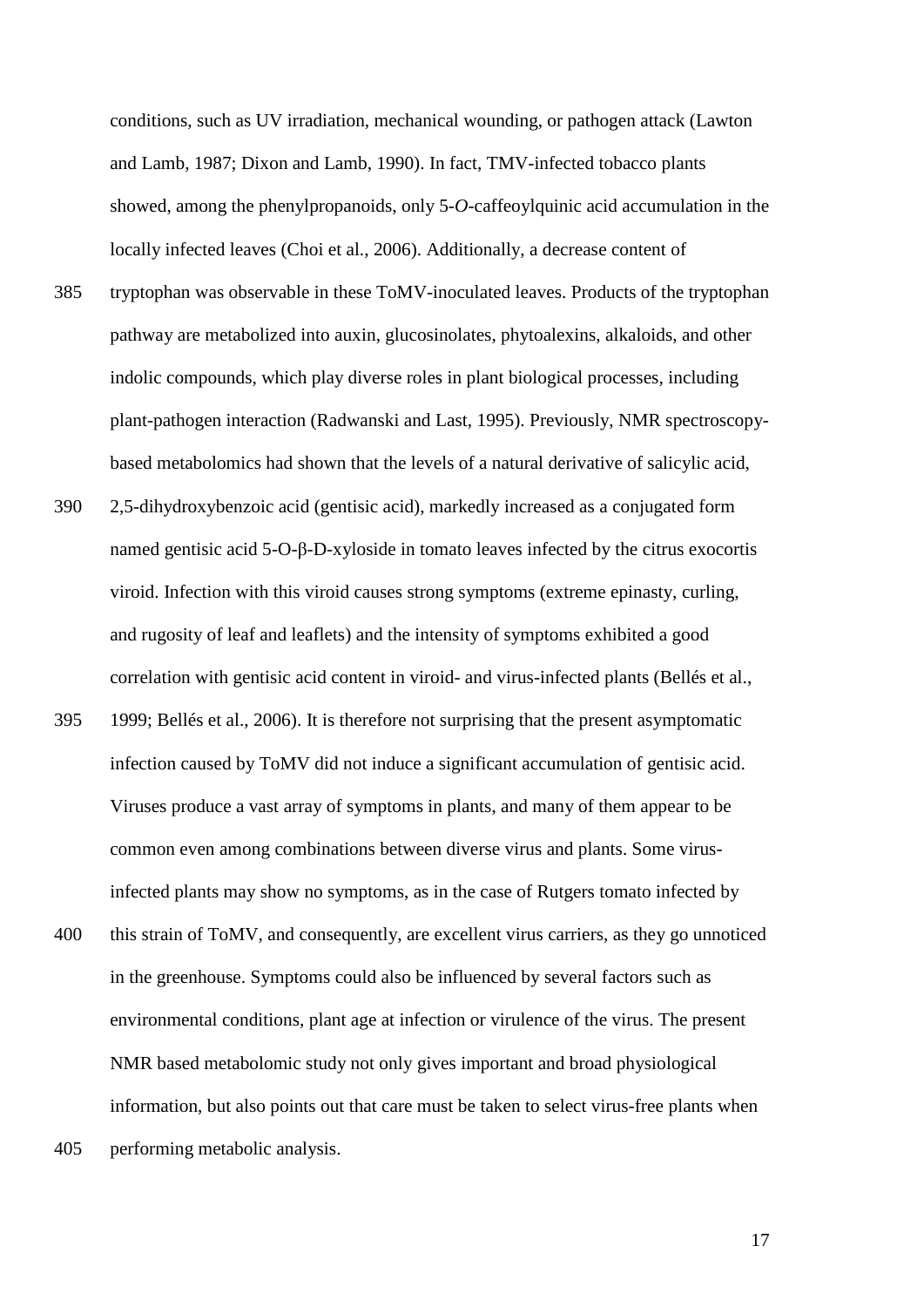conditions, such as UV irradiation, mechanical wounding, or pathogen attack (Lawton and Lamb, 1987; Dixon and Lamb, 1990). In fact, TMV-infected tobacco plants showed, among the phenylpropanoids, only 5-*O*-caffeoylquinic acid accumulation in the locally infected leaves (Choi et al., 2006). Additionally, a decrease content of tryptophan was observable in these ToMV-inoculated leaves. Products of the tryptophan pathway are metabolized into auxin, glucosinolates, phytoalexins, alkaloids, and other indolic compounds, which play diverse roles in plant biological processes, including plant-pathogen interaction (Radwanski and Last, 1995). Previously, NMR spectroscopy-based metabolomics had shown that the levels of a natural derivative of salicylic acid, 2,5-dihydroxybenzoic acid (gentisic acid), markedly increased as a conjugated form named gentisic acid 5-O-β-D-xyloside in tomato leaves infected by the citrus exocortis viroid. Infection with this viroid causes strong symptoms (extreme epinasty, curling, and rugosity of leaf and leaflets) and the intensity of symptoms exhibited a good correlation with gentisic acid content in viroid- and virus-infected plants (Bellés et al., 1999; Bellés et al., 2006). It is therefore not surprising that the present asymptomatic infection caused by ToMV did not induce a significant accumulation of gentisic acid. Viruses produce a vast array of symptoms in plants, and many of them appear to be common even among combinations between diverse virus and plants. Some virus-infected plants may show no symptoms, as in the case of Rutgers tomato infected by this strain of ToMV, and consequently, are excellent virus carriers, as they go unnoticed in the greenhouse. Symptoms could also be influenced by several factors such as environmental conditions, plant age at infection or virulence of the virus. The present NMR based metabolomic study not only gives important and broad physiological information, but also points out that care must be taken to select virus-free plants when performing metabolic analysis.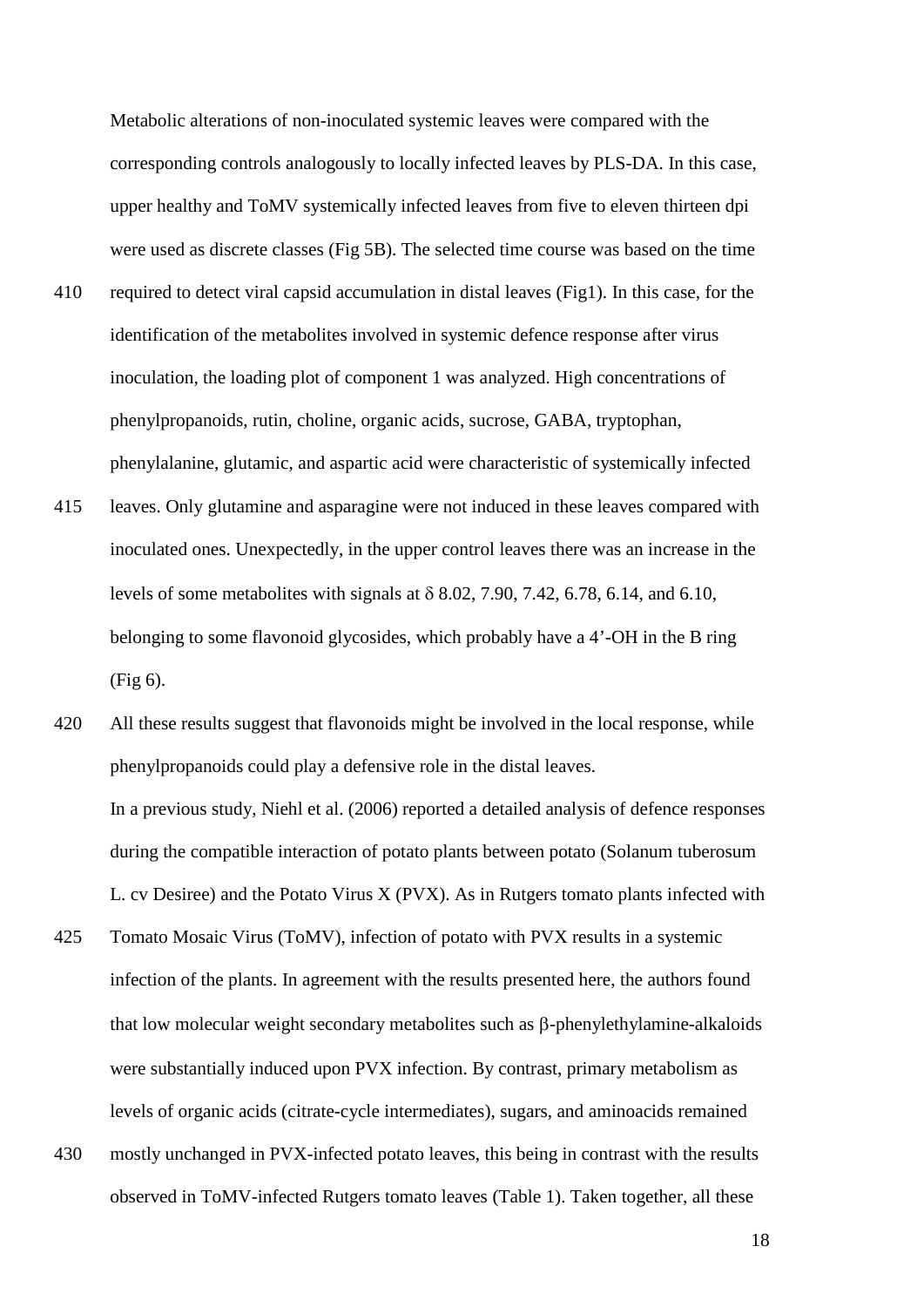Metabolic alterations of non-inoculated systemic leaves were compared with the corresponding controls analogously to locally infected leaves by PLS-DA. In this case, upper healthy and ToMV systemically infected leaves from five to eleven thirteen dpi were used as discrete classes (Fig 5B). The selected time course was based on the time required to detect viral capsid accumulation in distal leaves (Fig1). In this case, for the identification of the metabolites involved in systemic defence response after virus inoculation, the loading plot of component 1 was analyzed. High concentrations of phenylpropanoids, rutin, choline, organic acids, sucrose, GABA, tryptophan, phenylalanine, glutamic, and aspartic acid were characteristic of systemically infected leaves. Only glutamine and asparagine were not induced in these leaves compared with inoculated ones. Unexpectedly, in the upper control leaves there was an increase in the levels of some metabolites with signals at $\delta$ 8.02, 7.90, 7.42, 6.78, 6.14, and 6.10, belonging to some flavonoid glycosides, which probably have a 4'-OH in the B ring (Fig 6).

All these results suggest that flavonoids might be involved in the local response, while phenylpropanoids could play a defensive role in the distal leaves.

In a previous study, Niehl et al. (2006) reported a detailed analysis of defence responses during the compatible interaction of potato plants between potato (Solanum tuberosum L. cv Desiree) and the Potato Virus X (PVX). As in Rutgers tomato plants infected with Tomato Mosaic Virus (ToMV), infection of potato with PVX results in a systemic infection of the plants. In agreement with the results presented here, the authors found that low molecular weight secondary metabolites such as $\beta$-phenylethylamine-alkaloids were substantially induced upon PVX infection. By contrast, primary metabolism as levels of organic acids (citrate-cycle intermediates), sugars, and aminoacids remained mostly unchanged in PVX-infected potato leaves, this being in contrast with the results observed in ToMV-infected Rutgers tomato leaves (Table 1). Taken together, all these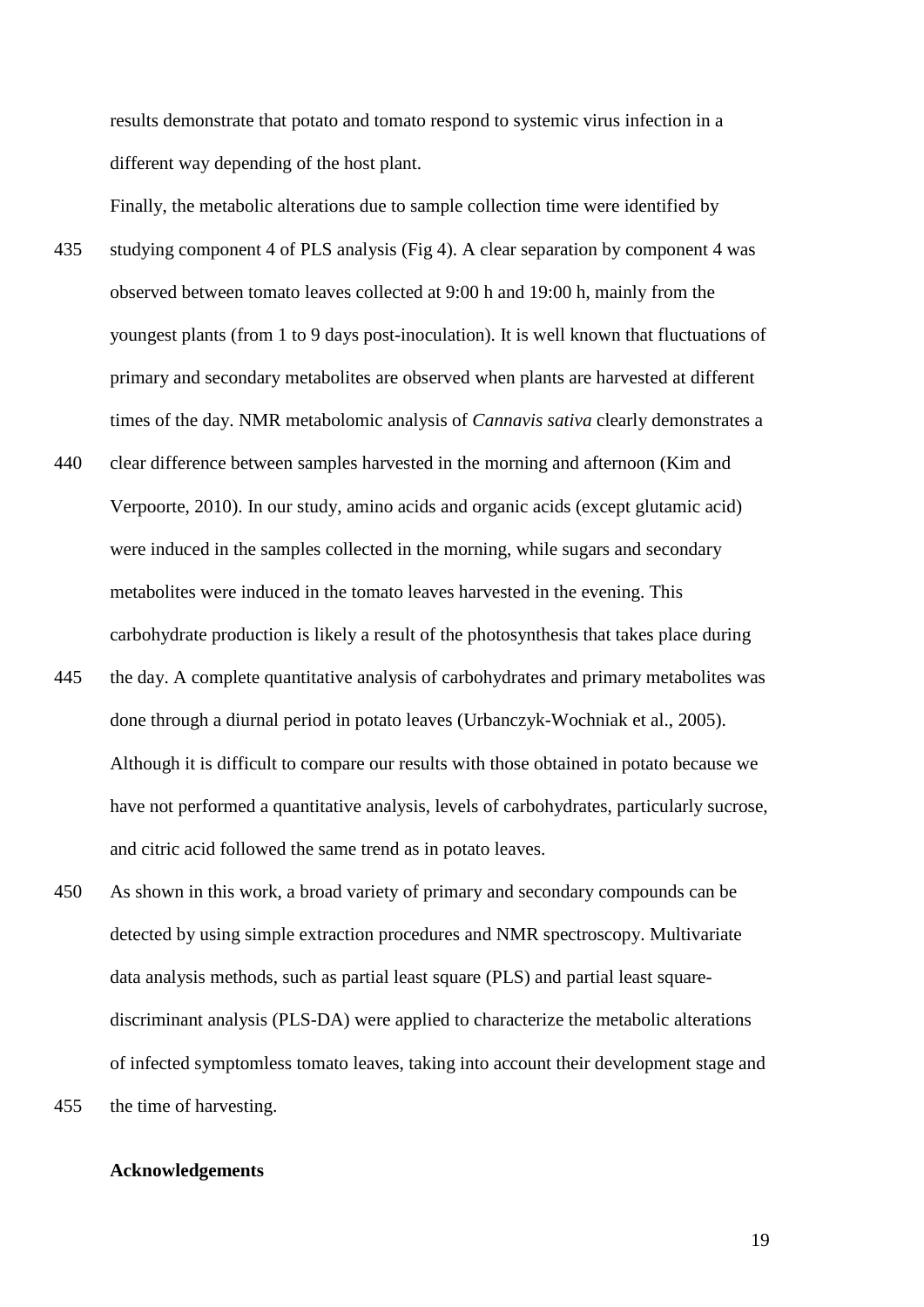results demonstrate that potato and tomato respond to systemic virus infection in a different way depending of the host plant.

Finally, the metabolic alterations due to sample collection time were identified by studying component 4 of PLS analysis (Fig 4). A clear separation by component 4 was observed between tomato leaves collected at 9:00 h and 19:00 h, mainly from the youngest plants (from 1 to 9 days post-inoculation). It is well known that fluctuations of primary and secondary metabolites are observed when plants are harvested at different times of the day. NMR metabolomic analysis of *Cannavis sativa* clearly demonstrates a clear difference between samples harvested in the morning and afternoon (Kim and Verpoorte, 2010). In our study, amino acids and organic acids (except glutamic acid) were induced in the samples collected in the morning, while sugars and secondary metabolites were induced in the tomato leaves harvested in the evening. This carbohydrate production is likely a result of the photosynthesis that takes place during the day. A complete quantitative analysis of carbohydrates and primary metabolites was done through a diurnal period in potato leaves (Urbanczyk-Wochniak et al., 2005). Although it is difficult to compare our results with those obtained in potato because we have not performed a quantitative analysis, levels of carbohydrates, particularly sucrose, and citric acid followed the same trend as in potato leaves.

As shown in this work, a broad variety of primary and secondary compounds can be detected by using simple extraction procedures and NMR spectroscopy. Multivariate data analysis methods, such as partial least square (PLS) and partial least square-discriminant analysis (PLS-DA) were applied to characterize the metabolic alterations of infected symptomless tomato leaves, taking into account their development stage and the time of harvesting.

**Acknowledgements**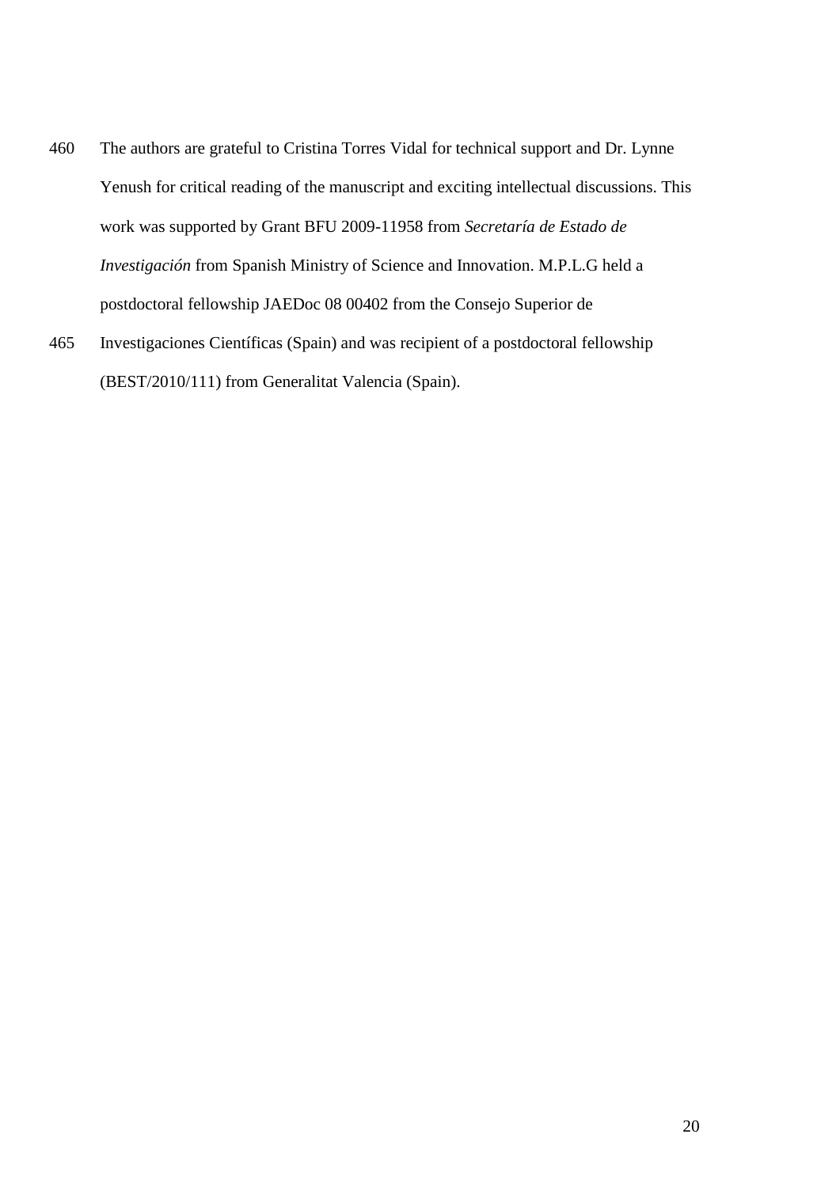The authors are grateful to Cristina Torres Vidal for technical support and Dr. Lynne Yenush for critical reading of the manuscript and exciting intellectual discussions. This work was supported by Grant BFU 2009-11958 from *Secretaría de Estado de Investigación* from Spanish Ministry of Science and Innovation. M.P.L.G held a postdoctoral fellowship JAEDoc 08 00402 from the Consejo Superior de Investigaciones Científicas (Spain) and was recipient of a postdoctoral fellowship (BEST/2010/111) from Generalitat Valencia (Spain).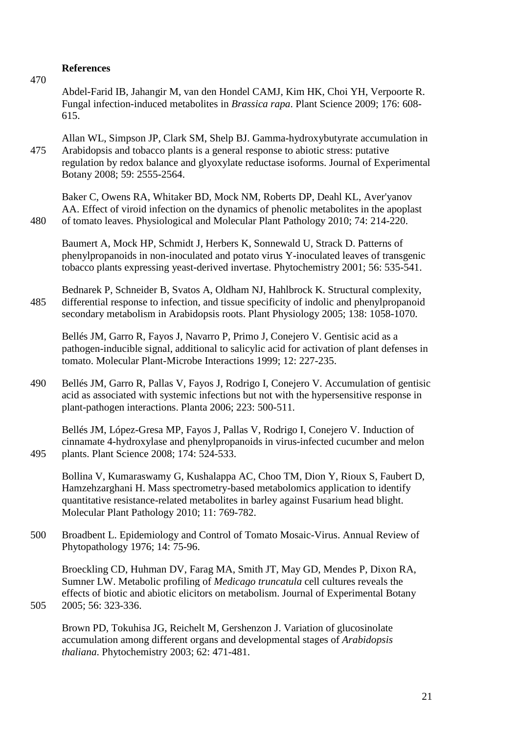## References

Abdel-Farid IB, Jahangir M, van den Hondel CAMJ, Kim HK, Choi YH, Verpoorte R. Fungal infection-induced metabolites in *Brassica rapa*. Plant Science 2009; 176: 608-615.

Allan WL, Simpson JP, Clark SM, Shelp BJ. Gamma-hydroxybutyrate accumulation in Arabidopsis and tobacco plants is a general response to abiotic stress: putative regulation by redox balance and glyoxylate reductase isoforms. Journal of Experimental Botany 2008; 59: 2555-2564.

Baker C, Owens RA, Whitaker BD, Mock NM, Roberts DP, Deahl KL, Aver'yanov AA. Effect of viroid infection on the dynamics of phenolic metabolites in the apoplast of tomato leaves. Physiological and Molecular Plant Pathology 2010; 74: 214-220.

Baumert A, Mock HP, Schmidt J, Herbers K, Sonnewald U, Strack D. Patterns of phenylpropanoids in non-inoculated and potato virus Y-inoculated leaves of transgenic tobacco plants expressing yeast-derived invertase. Phytochemistry 2001; 56: 535-541.

Bednarek P, Schneider B, Svatos A, Oldham NJ, Hahlbrock K. Structural complexity, differential response to infection, and tissue specificity of indolic and phenylpropanoid secondary metabolism in Arabidopsis roots. Plant Physiology 2005; 138: 1058-1070.

Bellés JM, Garro R, Fayos J, Navarro P, Primo J, Conejero V. Gentisic acid as a pathogen-inducible signal, additional to salicylic acid for activation of plant defenses in tomato. Molecular Plant-Microbe Interactions 1999; 12: 227-235.

Bellés JM, Garro R, Pallas V, Fayos J, Rodrigo I, Conejero V. Accumulation of gentisic acid as associated with systemic infections but not with the hypersensitive response in plant-pathogen interactions. Planta 2006; 223: 500-511.

Bellés JM, López-Gresa MP, Fayos J, Pallas V, Rodrigo I, Conejero V. Induction of cinnamate 4-hydroxylase and phenylpropanoids in virus-infected cucumber and melon plants. Plant Science 2008; 174: 524-533.

Bollina V, Kumaraswamy G, Kushalappa AC, Choo TM, Dion Y, Rioux S, Faubert D, Hamzehzarghani H. Mass spectrometry-based metabolomics application to identify quantitative resistance-related metabolites in barley against Fusarium head blight. Molecular Plant Pathology 2010; 11: 769-782.

Broadbent L. Epidemiology and Control of Tomato Mosaic-Virus. Annual Review of Phytopathology 1976; 14: 75-96.

Broeckling CD, Huhman DV, Farag MA, Smith JT, May GD, Mendes P, Dixon RA, Sumner LW. Metabolic profiling of *Medicago truncatula* cell cultures reveals the effects of biotic and abiotic elicitors on metabolism. Journal of Experimental Botany 2005; 56: 323-336.

Brown PD, Tokuhisa JG, Reichelt M, Gershenzon J. Variation of glucosinolate accumulation among different organs and developmental stages of *Arabidopsis thaliana*. Phytochemistry 2003; 62: 471-481.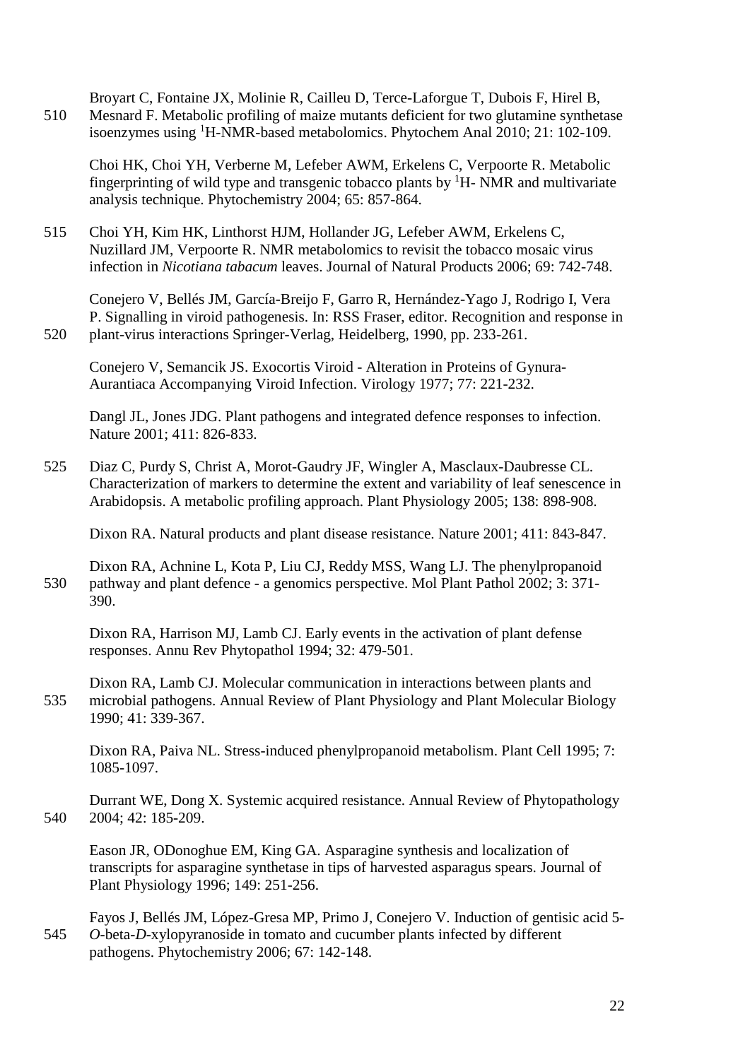Broyart C, Fontaine JX, Molinie R, Cailleu D, Terce-Laforgue T, Dubois F, Hirel B, Mesnard F. Metabolic profiling of maize mutants deficient for two glutamine synthetase isoenzymes using $^{1}$H-NMR-based metabolomics. Phytochem Anal 2010; 21: 102-109.

Choi HK, Choi YH, Verberne M, Lefeber AWM, Erkelens C, Verpoorte R. Metabolic fingerprinting of wild type and transgenic tobacco plants by $^{1}$H- NMR and multivariate analysis technique. Phytochemistry 2004; 65: 857-864.

Choi YH, Kim HK, Linthorst HJM, Hollander JG, Lefeber AWM, Erkelens C, Nuzillard JM, Verpoorte R. NMR metabolomics to revisit the tobacco mosaic virus infection in *Nicotiana tabacum* leaves. Journal of Natural Products 2006; 69: 742-748.

Conejero V, Bellés JM, García-Breijo F, Garro R, Hernández-Yago J, Rodrigo I, Vera P. Signalling in viroid pathogenesis. In: RSS Fraser, editor. Recognition and response in plant-virus interactions Springer-Verlag, Heidelberg, 1990, pp. 233-261.

Conejero V, Semancik JS. Exocortis Viroid - Alteration in Proteins of Gynura-Aurantiaca Accompanying Viroid Infection. Virology 1977; 77: 221-232.

Dangl JL, Jones JDG. Plant pathogens and integrated defence responses to infection. Nature 2001; 411: 826-833.

Diaz C, Purdy S, Christ A, Morot-Gaudry JF, Wingler A, Masclaux-Daubresse CL. Characterization of markers to determine the extent and variability of leaf senescence in Arabidopsis. A metabolic profiling approach. Plant Physiology 2005; 138: 898-908.

Dixon RA. Natural products and plant disease resistance. Nature 2001; 411: 843-847.

Dixon RA, Achnine L, Kota P, Liu CJ, Reddy MSS, Wang LJ. The phenylpropanoid pathway and plant defence - a genomics perspective. Mol Plant Pathol 2002; 3: 371-390.

Dixon RA, Harrison MJ, Lamb CJ. Early events in the activation of plant defense responses. Annu Rev Phytopathol 1994; 32: 479-501.

Dixon RA, Lamb CJ. Molecular communication in interactions between plants and microbial pathogens. Annual Review of Plant Physiology and Plant Molecular Biology 1990; 41: 339-367.

Dixon RA, Paiva NL. Stress-induced phenylpropanoid metabolism. Plant Cell 1995; 7: 1085-1097.

Durrant WE, Dong X. Systemic acquired resistance. Annual Review of Phytopathology 2004; 42: 185-209.

Eason JR, ODonoghue EM, King GA. Asparagine synthesis and localization of transcripts for asparagine synthetase in tips of harvested asparagus spears. Journal of Plant Physiology 1996; 149: 251-256.

Fayos J, Bellés JM, López-Gresa MP, Primo J, Conejero V. Induction of gentisic acid 5-*O*-beta-*D*-xylopyranoside in tomato and cucumber plants infected by different pathogens. Phytochemistry 2006; 67: 142-148.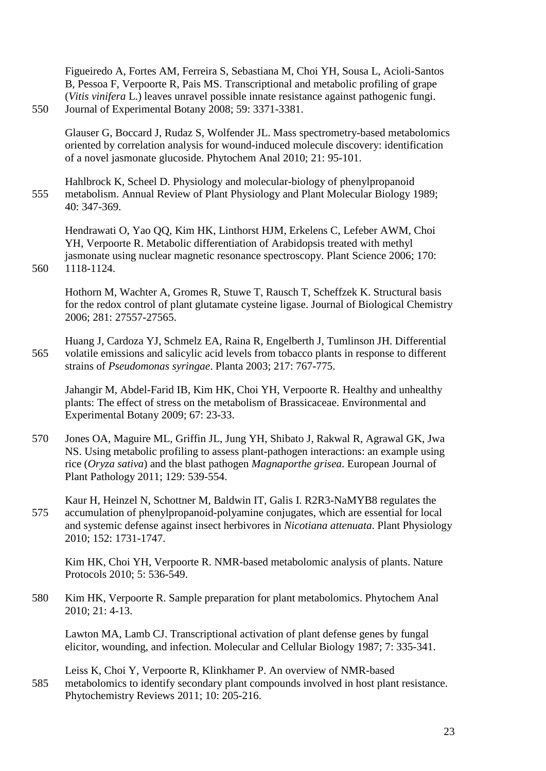Figueiredo A, Fortes AM, Ferreira S, Sebastiana M, Choi YH, Sousa L, Acioli-Santos B, Pessoa F, Verpoorte R, Pais MS. Transcriptional and metabolic profiling of grape (*Vitis vinifera* L.) leaves unravel possible innate resistance against pathogenic fungi. Journal of Experimental Botany 2008; 59: 3371-3381.

Glauser G, Boccard J, Rudaz S, Wolfender JL. Mass spectrometry-based metabolomics oriented by correlation analysis for wound-induced molecule discovery: identification of a novel jasmonate glucoside. Phytochem Anal 2010; 21: 95-101.

Hahlbrock K, Scheel D. Physiology and molecular-biology of phenylpropanoid metabolism. Annual Review of Plant Physiology and Plant Molecular Biology 1989; 40: 347-369.

Hendrawati O, Yao QQ, Kim HK, Linthorst HJM, Erkelens C, Lefeber AWM, Choi YH, Verpoorte R. Metabolic differentiation of Arabidopsis treated with methyl jasmonate using nuclear magnetic resonance spectroscopy. Plant Science 2006; 170: 1118-1124.

Hothorn M, Wachter A, Gromes R, Stuwe T, Rausch T, Scheffzek K. Structural basis for the redox control of plant glutamate cysteine ligase. Journal of Biological Chemistry 2006; 281: 27557-27565.

Huang J, Cardoza YJ, Schmelz EA, Raina R, Engelberth J, Tumlinson JH. Differential volatile emissions and salicylic acid levels from tobacco plants in response to different strains of *Pseudomonas syringae*. Planta 2003; 217: 767-775.

Jahangir M, Abdel-Farid IB, Kim HK, Choi YH, Verpoorte R. Healthy and unhealthy plants: The effect of stress on the metabolism of Brassicaceae. Environmental and Experimental Botany 2009; 67: 23-33.

Jones OA, Maguire ML, Griffin JL, Jung YH, Shibato J, Rakwal R, Agrawal GK, Jwa NS. Using metabolic profiling to assess plant-pathogen interactions: an example using rice (*Oryza sativa*) and the blast pathogen *Magnaporthe grisea*. European Journal of Plant Pathology 2011; 129: 539-554.

Kaur H, Heinzel N, Schottner M, Baldwin IT, Galis I. R2R3-NaMYB8 regulates the accumulation of phenylpropanoid-polyamine conjugates, which are essential for local and systemic defense against insect herbivores in *Nicotiana attenuata*. Plant Physiology 2010; 152: 1731-1747.

Kim HK, Choi YH, Verpoorte R. NMR-based metabolomic analysis of plants. Nature Protocols 2010; 5: 536-549.

Kim HK, Verpoorte R. Sample preparation for plant metabolomics. Phytochem Anal 2010; 21: 4-13.

Lawton MA, Lamb CJ. Transcriptional activation of plant defense genes by fungal elicitor, wounding, and infection. Molecular and Cellular Biology 1987; 7: 335-341.

Leiss K, Choi Y, Verpoorte R, Klinkhamer P. An overview of NMR-based metabolomics to identify secondary plant compounds involved in host plant resistance. Phytochemistry Reviews 2011; 10: 205-216.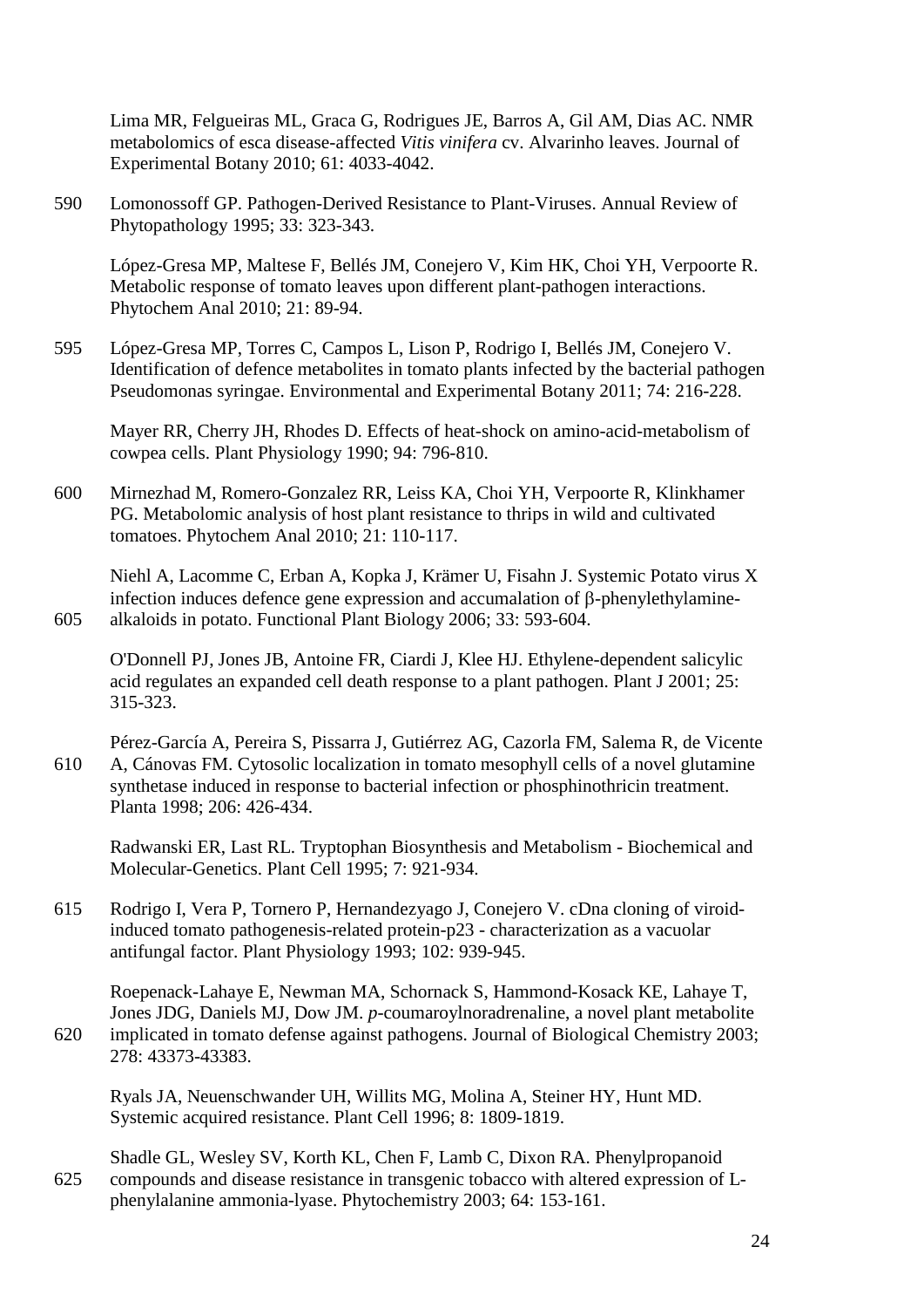Lima MR, Felgueiras ML, Graca G, Rodrigues JE, Barros A, Gil AM, Dias AC. NMR metabolomics of esca disease-affected *Vitis vinifera* cv. Alvarinho leaves. Journal of Experimental Botany 2010; 61: 4033-4042.

590 Lomonossoff GP. Pathogen-Derived Resistance to Plant-Viruses. Annual Review of Phytopathology 1995; 33: 323-343.

López-Gresa MP, Maltese F, Bellés JM, Conejero V, Kim HK, Choi YH, Verpoorte R. Metabolic response of tomato leaves upon different plant-pathogen interactions. Phytochem Anal 2010; 21: 89-94.

595 López-Gresa MP, Torres C, Campos L, Lison P, Rodrigo I, Bellés JM, Conejero V. Identification of defence metabolites in tomato plants infected by the bacterial pathogen Pseudomonas syringae. Environmental and Experimental Botany 2011; 74: 216-228.

Mayer RR, Cherry JH, Rhodes D. Effects of heat-shock on amino-acid-metabolism of cowpea cells. Plant Physiology 1990; 94: 796-810.

600 Mirnezhad M, Romero-Gonzalez RR, Leiss KA, Choi YH, Verpoorte R, Klinkhamer PG. Metabolomic analysis of host plant resistance to thrips in wild and cultivated tomatoes. Phytochem Anal 2010; 21: 110-117.

Niehl A, Lacomme C, Erban A, Kopka J, Krämer U, Fisahn J. Systemic Potato virus X infection induces defence gene expression and accumalation of β-phenylethylamine-
605 alkaloids in potato. Functional Plant Biology 2006; 33: 593-604.

O'Donnell PJ, Jones JB, Antoine FR, Ciardi J, Klee HJ. Ethylene-dependent salicylic acid regulates an expanded cell death response to a plant pathogen. Plant J 2001; 25: 315-323.

Pérez-García A, Pereira S, Pissarra J, Gutiérrez AG, Cazorla FM, Salema R, de Vicente
610 A, Cánovas FM. Cytosolic localization in tomato mesophyll cells of a novel glutamine synthetase induced in response to bacterial infection or phosphinothricin treatment. Planta 1998; 206: 426-434.

Radwanski ER, Last RL. Tryptophan Biosynthesis and Metabolism - Biochemical and Molecular-Genetics. Plant Cell 1995; 7: 921-934.

615 Rodrigo I, Vera P, Tornero P, Hernandezyago J, Conejero V. cDna cloning of viroid-induced tomato pathogenesis-related protein-p23 - characterization as a vacuolar antifungal factor. Plant Physiology 1993; 102: 939-945.

Roepenack-Lahaye E, Newman MA, Schornack S, Hammond-Kosack KE, Lahaye T, Jones JDG, Daniels MJ, Dow JM. *p*-coumaroylnoradrenaline, a novel plant metabolite
620 implicated in tomato defense against pathogens. Journal of Biological Chemistry 2003; 278: 43373-43383.

Ryals JA, Neuenschwander UH, Willits MG, Molina A, Steiner HY, Hunt MD. Systemic acquired resistance. Plant Cell 1996; 8: 1809-1819.

Shadle GL, Wesley SV, Korth KL, Chen F, Lamb C, Dixon RA. Phenylpropanoid
625 compounds and disease resistance in transgenic tobacco with altered expression of L-phenylalanine ammonia-lyase. Phytochemistry 2003; 64: 153-161.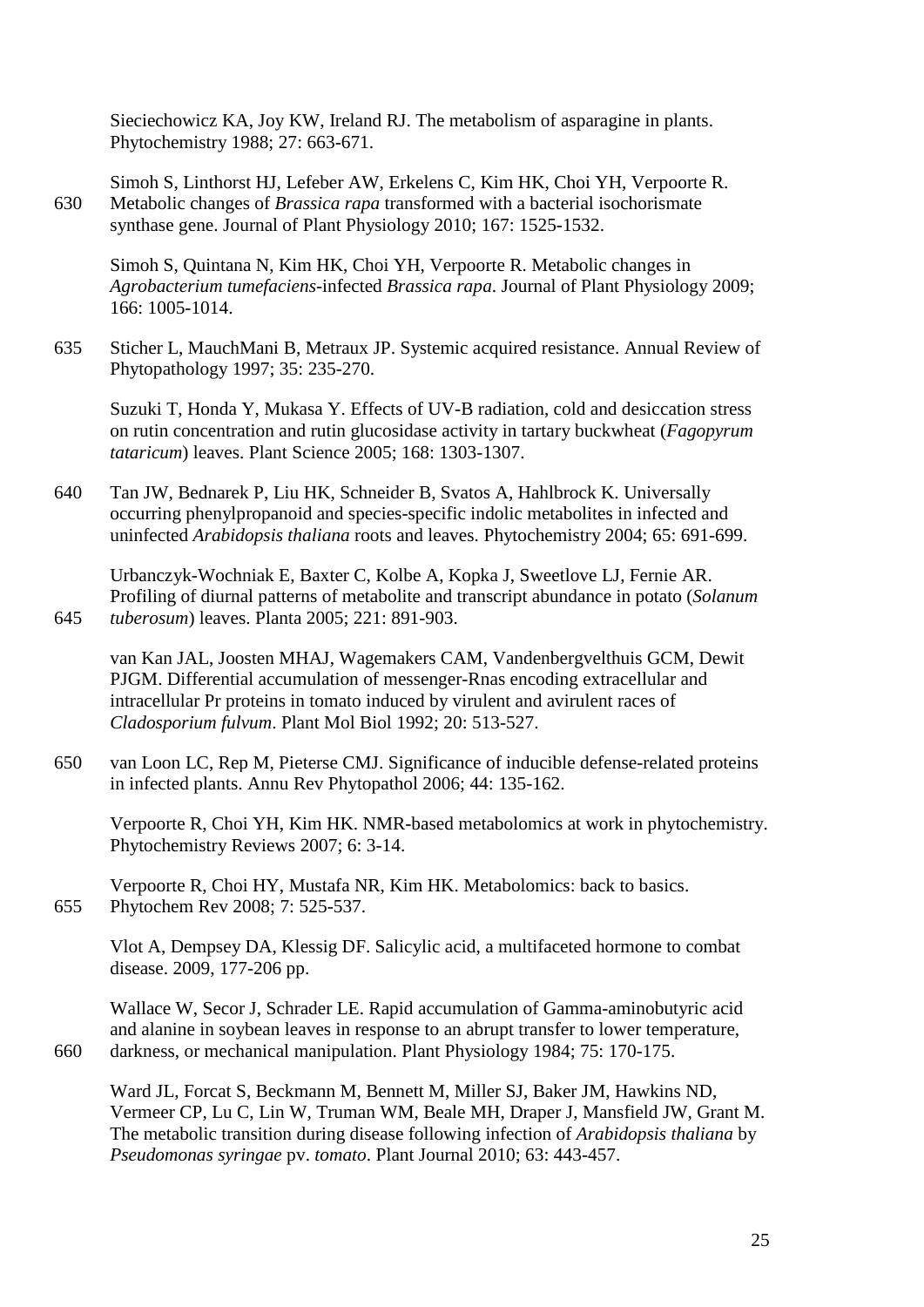Sieciechowicz KA, Joy KW, Ireland RJ. The metabolism of asparagine in plants. Phytochemistry 1988; 27: 663-671.

Simoh S, Linthorst HJ, Lefeber AW, Erkelens C, Kim HK, Choi YH, Verpoorte R. Metabolic changes of *Brassica rapa* transformed with a bacterial isochorismate synthase gene. Journal of Plant Physiology 2010; 167: 1525-1532.

Simoh S, Quintana N, Kim HK, Choi YH, Verpoorte R. Metabolic changes in *Agrobacterium tumefaciens*-infected *Brassica rapa*. Journal of Plant Physiology 2009; 166: 1005-1014.

Sticher L, MauchMani B, Metraux JP. Systemic acquired resistance. Annual Review of Phytopathology 1997; 35: 235-270.

Suzuki T, Honda Y, Mukasa Y. Effects of UV-B radiation, cold and desiccation stress on rutin concentration and rutin glucosidase activity in tartary buckwheat (*Fagopyrum tataricum*) leaves. Plant Science 2005; 168: 1303-1307.

Tan JW, Bednarek P, Liu HK, Schneider B, Svatos A, Hahlbrock K. Universally occurring phenylpropanoid and species-specific indolic metabolites in infected and uninfected *Arabidopsis thaliana* roots and leaves. Phytochemistry 2004; 65: 691-699.

Urbanczyk-Wochniak E, Baxter C, Kolbe A, Kopka J, Sweetlove LJ, Fernie AR. Profiling of diurnal patterns of metabolite and transcript abundance in potato (*Solanum tuberosum*) leaves. Planta 2005; 221: 891-903.

van Kan JAL, Joosten MHAJ, Wagemakers CAM, Vandenbergvelthuis GCM, Dewit PJGM. Differential accumulation of messenger-Rnas encoding extracellular and intracellular Pr proteins in tomato induced by virulent and avirulent races of *Cladosporium fulvum*. Plant Mol Biol 1992; 20: 513-527.

van Loon LC, Rep M, Pieterse CMJ. Significance of inducible defense-related proteins in infected plants. Annu Rev Phytopathol 2006; 44: 135-162.

Verpoorte R, Choi YH, Kim HK. NMR-based metabolomics at work in phytochemistry. Phytochemistry Reviews 2007; 6: 3-14.

Verpoorte R, Choi HY, Mustafa NR, Kim HK. Metabolomics: back to basics. Phytochem Rev 2008; 7: 525-537.

Vlot A, Dempsey DA, Klessig DF. Salicylic acid, a multifaceted hormone to combat disease. 2009, 177-206 pp.

Wallace W, Secor J, Schrader LE. Rapid accumulation of Gamma-aminobutyric acid and alanine in soybean leaves in response to an abrupt transfer to lower temperature, darkness, or mechanical manipulation. Plant Physiology 1984; 75: 170-175.

Ward JL, Forcat S, Beckmann M, Bennett M, Miller SJ, Baker JM, Hawkins ND, Vermeer CP, Lu C, Lin W, Truman WM, Beale MH, Draper J, Mansfield JW, Grant M. The metabolic transition during disease following infection of *Arabidopsis thaliana* by *Pseudomonas syringae* pv. *tomato*. Plant Journal 2010; 63: 443-457.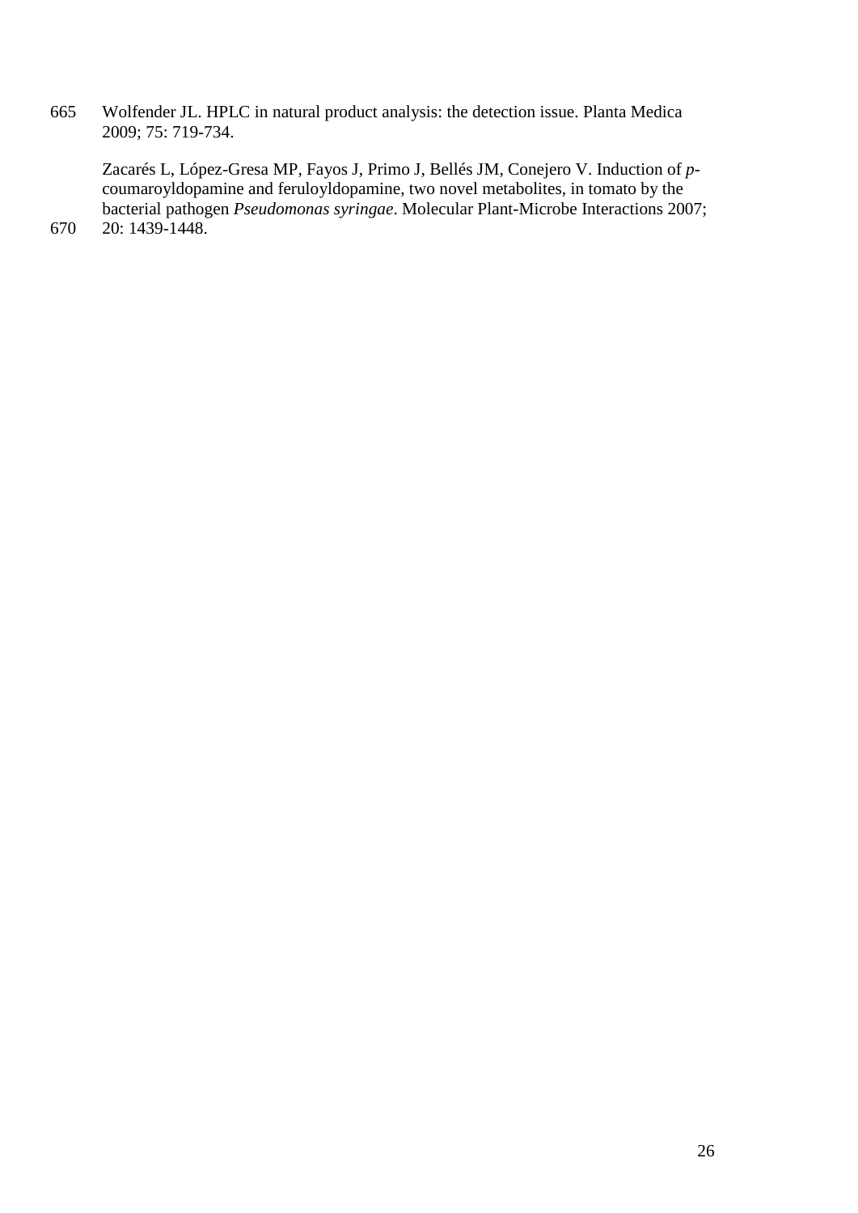Wolfender JL. HPLC in natural product analysis: the detection issue. Planta Medica 2009; 75: 719-734.

Zacarés L, López-Gresa MP, Fayos J, Primo J, Bellés JM, Conejero V. Induction of *p*-coumaroyldopamine and feruloyldopamine, two novel metabolites, in tomato by the bacterial pathogen *Pseudomonas syringae*. Molecular Plant-Microbe Interactions 2007; 20: 1439-1448.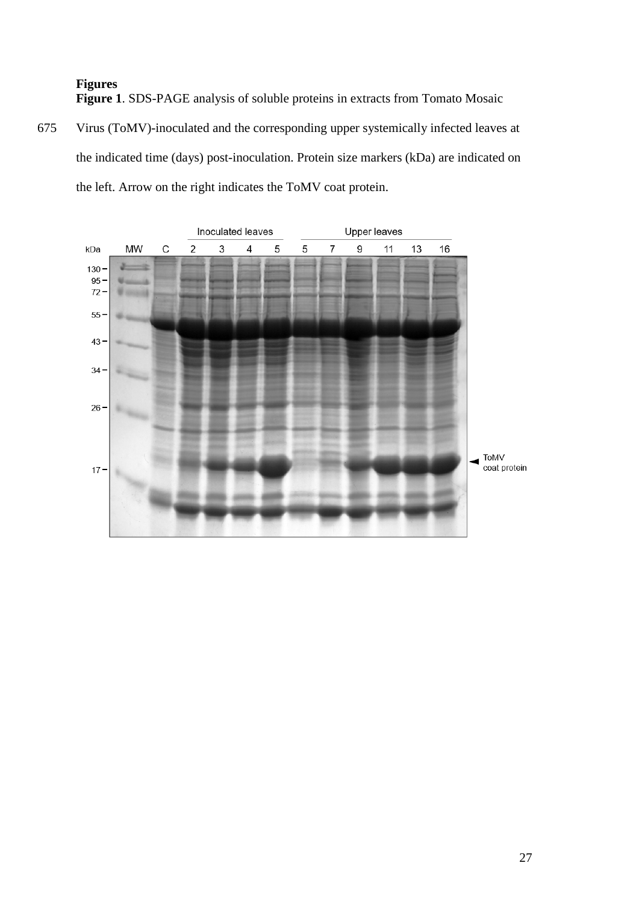**Figures**

**Figure 1**. SDS-PAGE analysis of soluble proteins in extracts from Tomato Mosaic Virus (ToMV)-inoculated and the corresponding upper systemically infected leaves at the indicated time (days) post-inoculation. Protein size markers (kDa) are indicated on the left. Arrow on the right indicates the ToMV coat protein.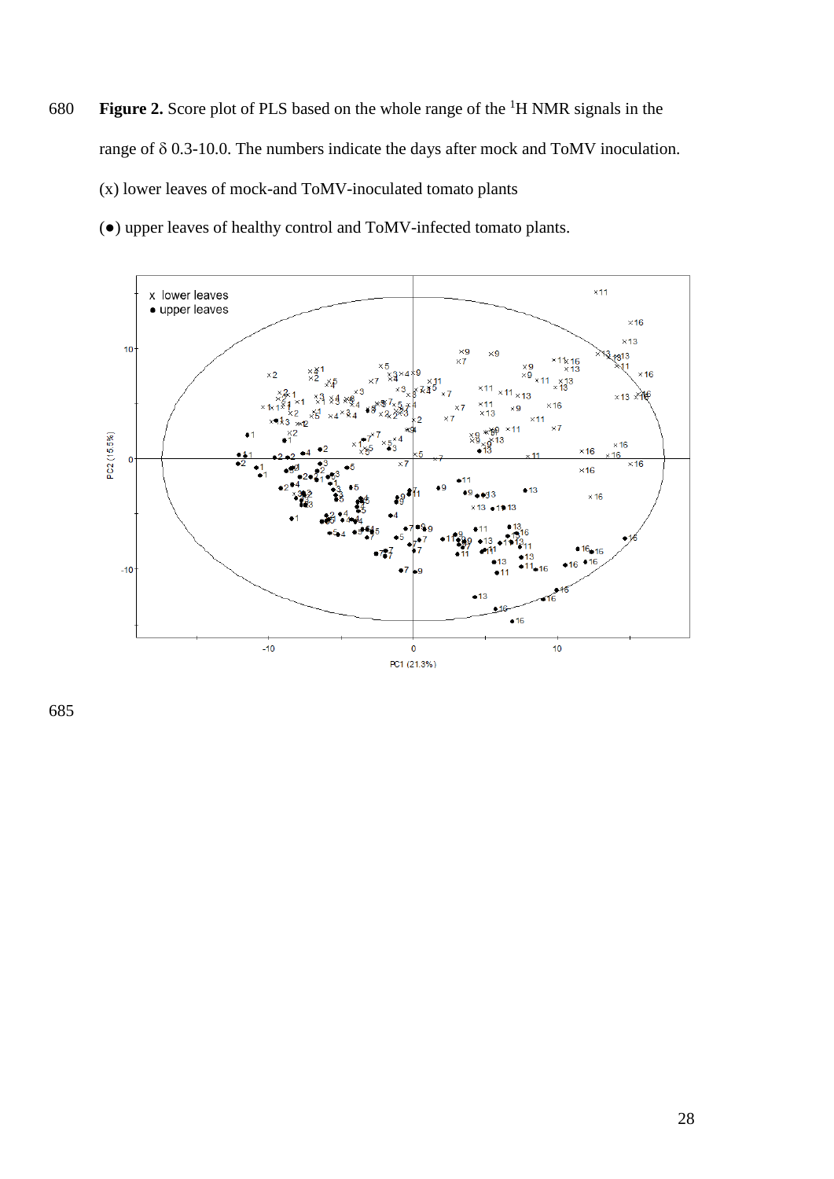**Figure 2.** Score plot of PLS based on the whole range of the $^{1}$H NMR signals in the range of δ 0.3-10.0. The numbers indicate the days after mock and ToMV inoculation.

(x) lower leaves of mock-and ToMV-inoculated tomato plants

(●) upper leaves of healthy control and ToMV-infected tomato plants.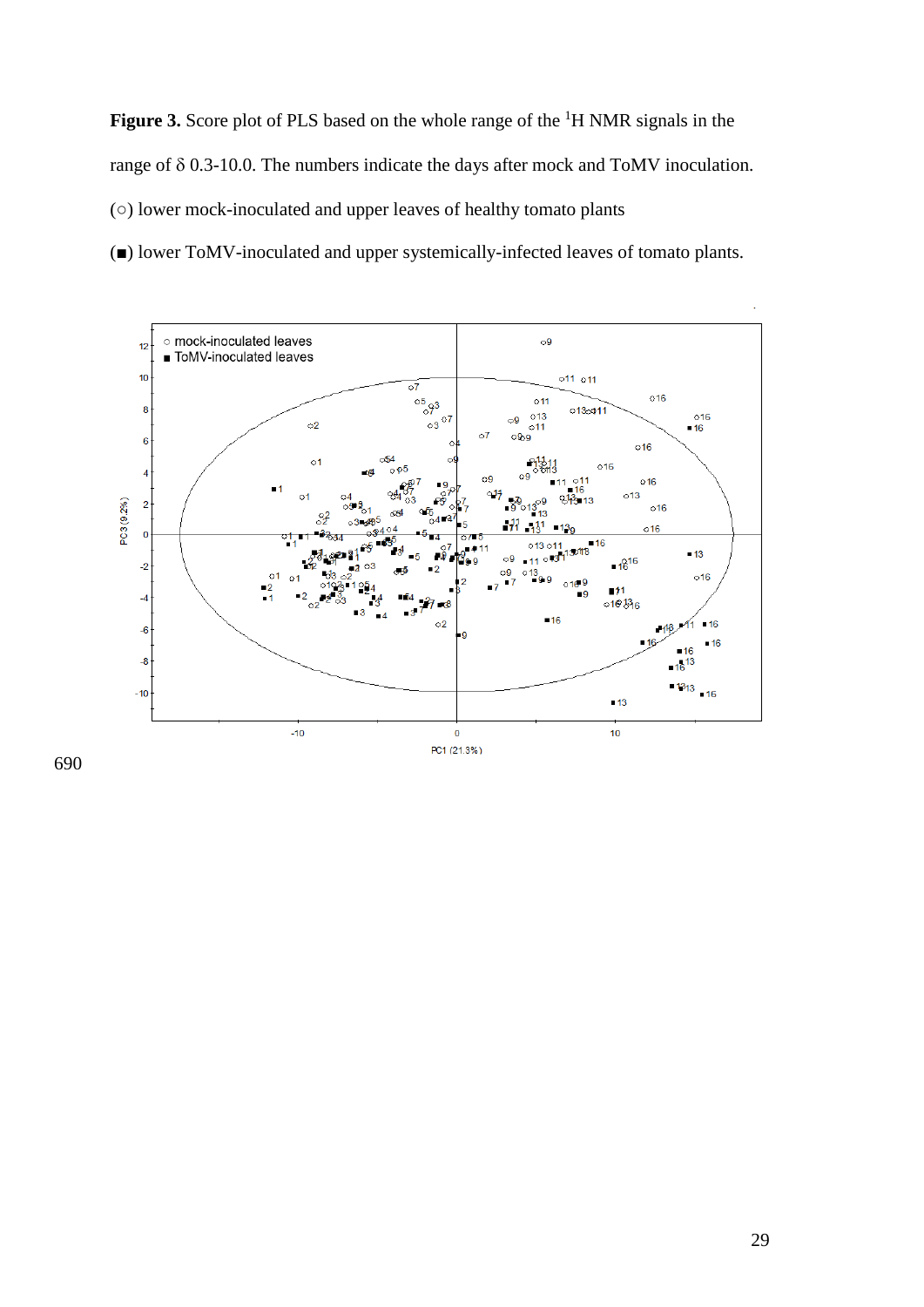**Figure 3.** Score plot of PLS based on the whole range of the [1]H NMR signals in the range of δ 0.3-10.0. The numbers indicate the days after mock and ToMV inoculation.

(○) lower mock-inoculated and upper leaves of healthy tomato plants

(■) lower ToMV-inoculated and upper systemically-infected leaves of tomato plants.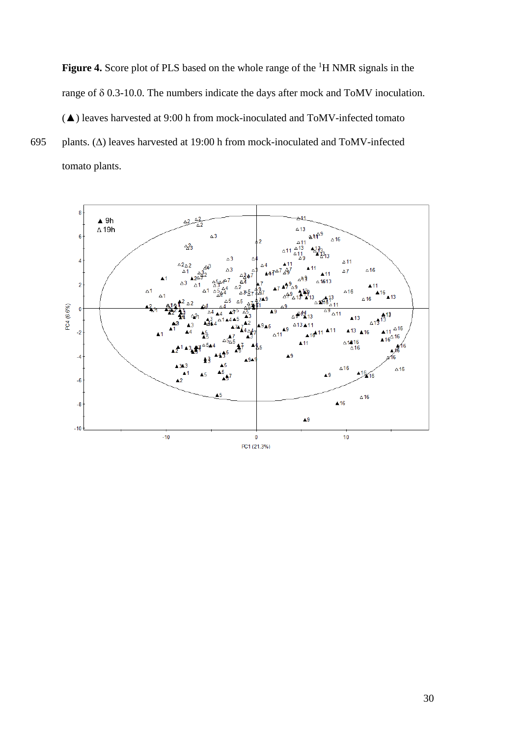**Figure 4.** Score plot of PLS based on the whole range of the $^{1}$H NMR signals in the range of δ 0.3-10.0. The numbers indicate the days after mock and ToMV inoculation. (▲) leaves harvested at 9:00 h from mock-inoculated and ToMV-infected tomato plants. (Δ) leaves harvested at 19:00 h from mock-inoculated and ToMV-infected tomato plants.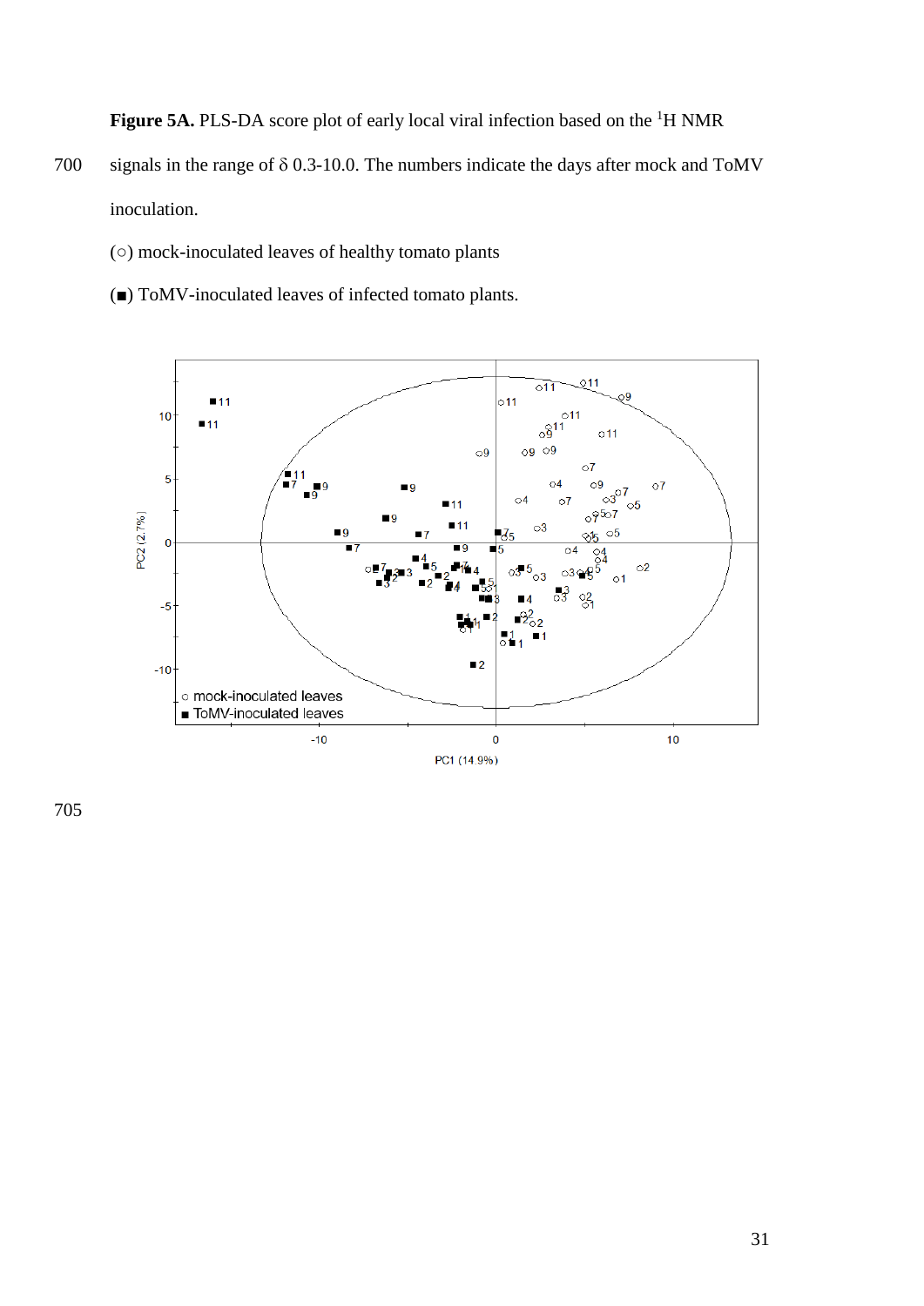**Figure 5A.** PLS-DA score plot of early local viral infection based on the $^{1}$H NMR signals in the range of δ 0.3-10.0. The numbers indicate the days after mock and ToMV inoculation.

(○) mock-inoculated leaves of healthy tomato plants

(■) ToMV-inoculated leaves of infected tomato plants.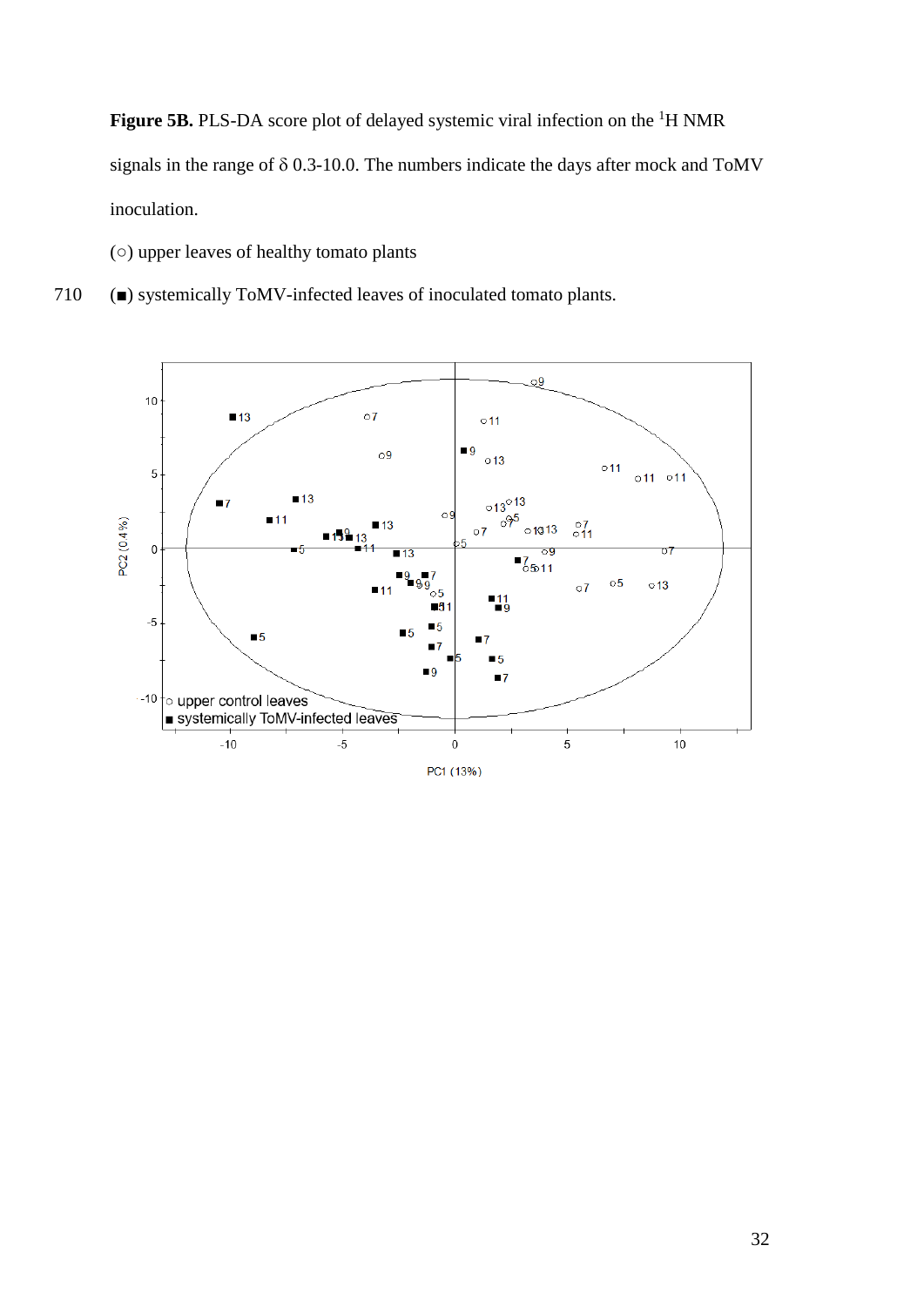**Figure 5B.** PLS-DA score plot of delayed systemic viral infection on the [1]H NMR signals in the range of δ 0.3-10.0. The numbers indicate the days after mock and ToMV inoculation.

(○) upper leaves of healthy tomato plants

(■) systemically ToMV-infected leaves of inoculated tomato plants.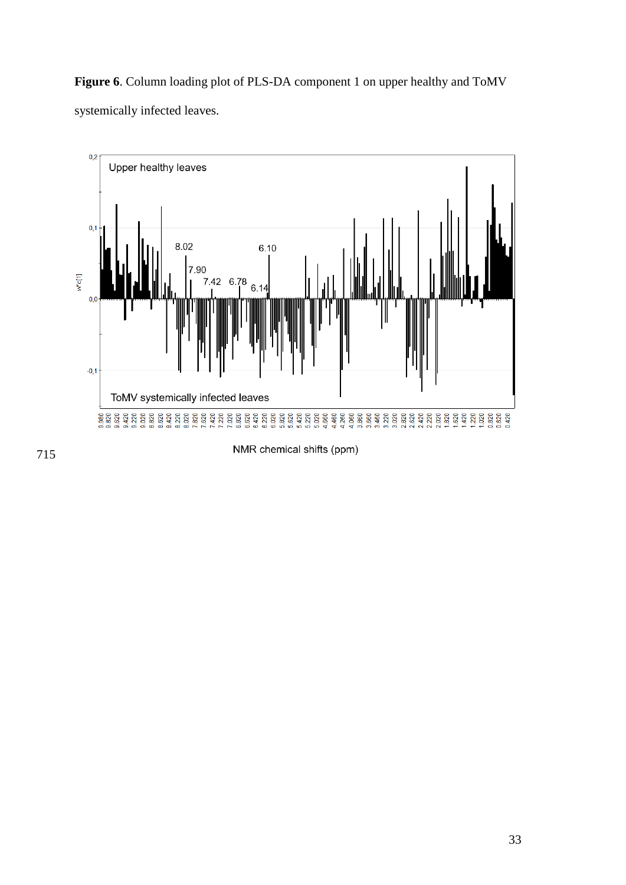**Figure 6**. Column loading plot of PLS-DA component 1 on upper healthy and ToMV systemically infected leaves.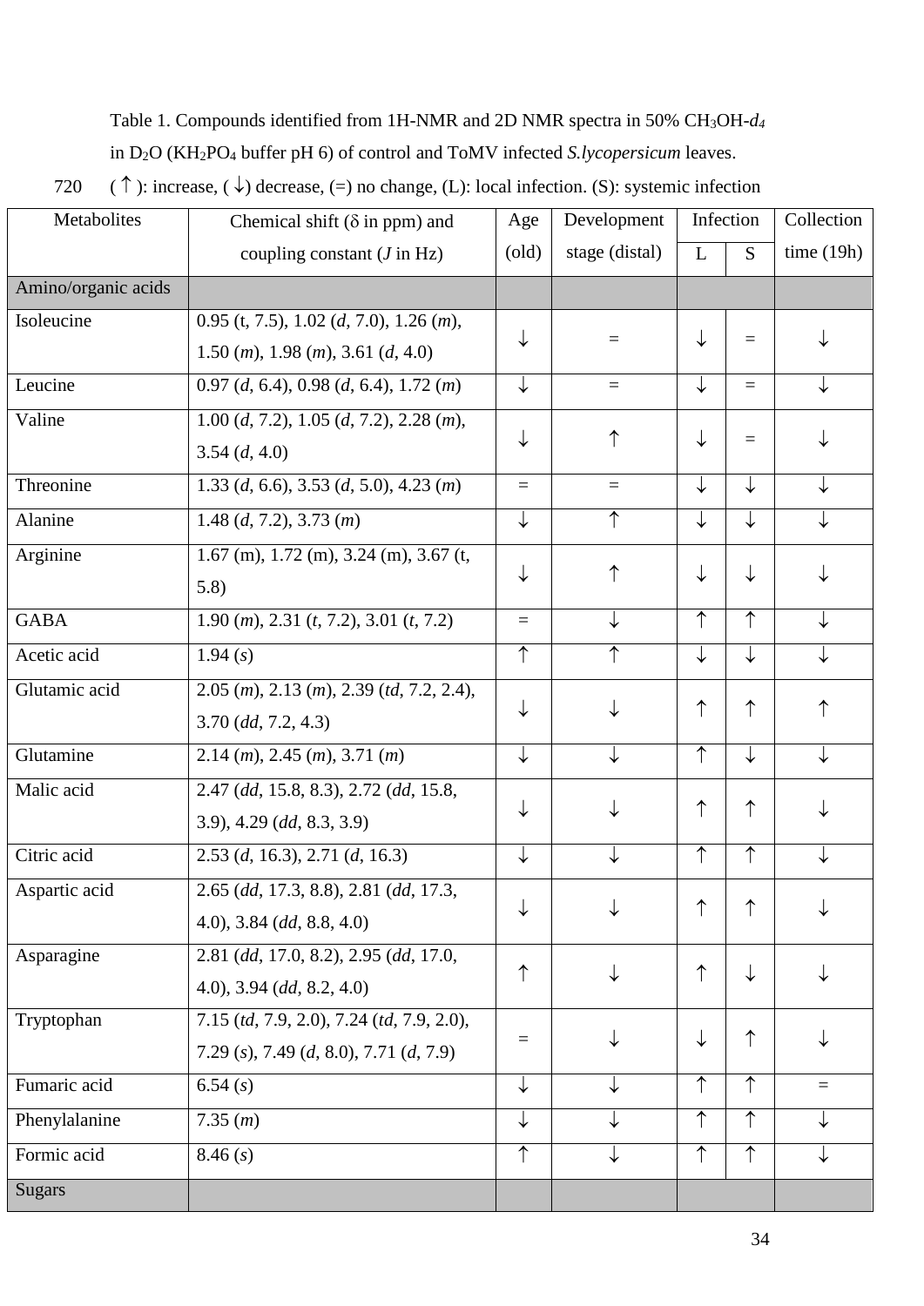Table 1. Compounds identified from 1H-NMR and 2D NMR spectra in 50% $CH_3OH$-*$d_4$* in $D_2O$ ($KH_2PO_4$ buffer pH 6) of control and ToMV infected *S.lycopersicum* leaves.

720 (↑): increase, (↓) decrease, (=) no change, (L): local infection. (S): systemic infection

| Metabolites | Chemical shift (δ in ppm) and coupling constant (*J* in Hz) | Age (old) | Development stage (distal) | Infection | | Collection time (19h) |
|---|---|---|---|---|---|---|
| | | | | L | S | |
| Amino/organic acids | | | | | | |
| Isoleucine | 0.95 (t, 7.5), 1.02 (*d*, 7.0), 1.26 (*m*), 1.50 (*m*), 1.98 (*m*), 3.61 (*d*, 4.0) | ↓ | = | ↓ | = | ↓ |
| Leucine | 0.97 (*d*, 6.4), 0.98 (*d*, 6.4), 1.72 (*m*) | ↓ | = | ↓ | = | ↓ |
| Valine | 1.00 (*d*, 7.2), 1.05 (*d*, 7.2), 2.28 (*m*), 3.54 (*d*, 4.0) | ↓ | ↑ | ↓ | = | ↓ |
| Threonine | 1.33 (*d*, 6.6), 3.53 (*d*, 5.0), 4.23 (*m*) | = | = | ↓ | ↓ | ↓ |
| Alanine | 1.48 (*d*, 7.2), 3.73 (*m*) | ↓ | ↑ | ↓ | ↓ | ↓ |
| Arginine | 1.67 (m), 1.72 (m), 3.24 (m), 3.67 (t, 5.8) | ↓ | ↑ | ↓ | ↓ | ↓ |
| GABA | 1.90 (*m*), 2.31 (*t*, 7.2), 3.01 (*t*, 7.2) | = | ↓ | ↑ | ↑ | ↓ |
| Acetic acid | 1.94 (*s*) | ↑ | ↑ | ↓ | ↓ | ↓ |
| Glutamic acid | 2.05 (*m*), 2.13 (*m*), 2.39 (*td*, 7.2, 2.4), 3.70 (*dd*, 7.2, 4.3) | ↓ | ↓ | ↑ | ↑ | ↑ |
| Glutamine | 2.14 (*m*), 2.45 (*m*), 3.71 (*m*) | ↓ | ↓ | ↑ | ↓ | ↓ |
| Malic acid | 2.47 (*dd*, 15.8, 8.3), 2.72 (*dd*, 15.8, 3.9), 4.29 (*dd*, 8.3, 3.9) | ↓ | ↓ | ↑ | ↑ | ↓ |
| Citric acid | 2.53 (*d*, 16.3), 2.71 (*d*, 16.3) | ↓ | ↓ | ↑ | ↑ | ↓ |
| Aspartic acid | 2.65 (*dd*, 17.3, 8.8), 2.81 (*dd*, 17.3, 4.0), 3.84 (*dd*, 8.8, 4.0) | ↓ | ↓ | ↑ | ↑ | ↓ |
| Asparagine | 2.81 (*dd*, 17.0, 8.2), 2.95 (*dd*, 17.0, 4.0), 3.94 (*dd*, 8.2, 4.0) | ↑ | ↓ | ↑ | ↓ | ↓ |
| Tryptophan | 7.15 (*td*, 7.9, 2.0), 7.24 (*td*, 7.9, 2.0), 7.29 (*s*), 7.49 (*d*, 8.0), 7.71 (*d*, 7.9) | = | ↓ | ↓ | ↑ | ↓ |
| Fumaric acid | 6.54 (*s*) | ↓ | ↓ | ↑ | ↑ | = |
| Phenylalanine | 7.35 (*m*) | ↓ | ↓ | ↑ | ↑ | ↓ |
| Formic acid | 8.46 (*s*) | ↑ | ↓ | ↑ | ↑ | ↓ |
| Sugars | | | | | | |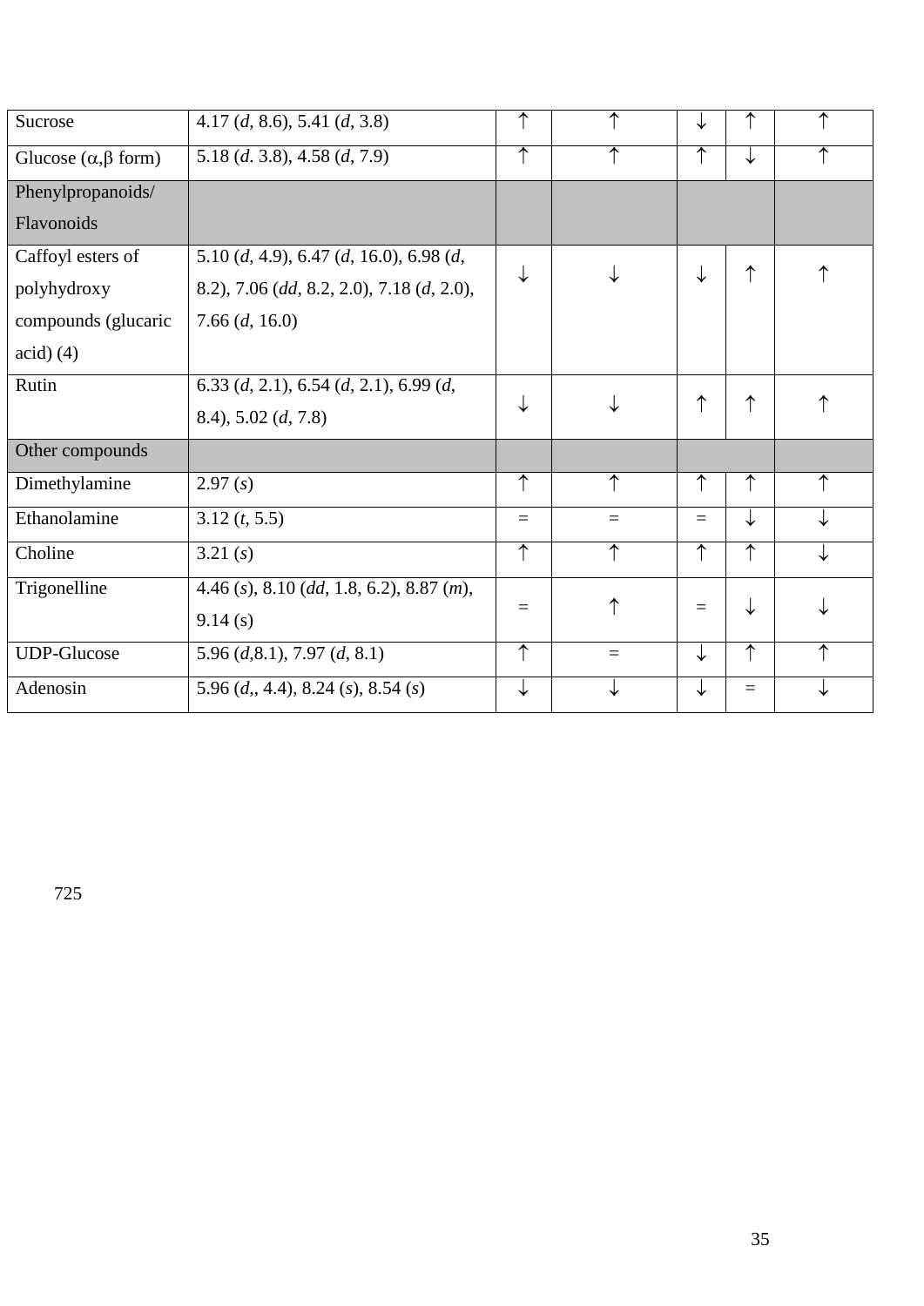| | | | | | | |
|---|---|---|---|---|---|---|
| Sucrose | 4.17 (*d*, 8.6), 5.41 (*d*, 3.8) | ↑ | ↑ | ↓ | ↑ | ↑ |
| Glucose (α,β form) | 5.18 (*d*. 3.8), 4.58 (*d*, 7.9) | ↑ | ↑ | ↑ | ↓ | ↑ |
| Phenylpropanoids/ Flavonoids | | | | | | |
| Caffoyl esters of polyhydroxy compounds (glucaric acid) (4) | 5.10 (*d*, 4.9), 6.47 (*d*, 16.0), 6.98 (*d*, 8.2), 7.06 (*dd*, 8.2, 2.0), 7.18 (*d*, 2.0), 7.66 (*d*, 16.0) | ↓ | ↓ | ↓ | ↑ | ↑ |
| Rutin | 6.33 (*d*, 2.1), 6.54 (*d*, 2.1), 6.99 (*d*, 8.4), 5.02 (*d*, 7.8) | ↓ | ↓ | ↑ | ↑ | ↑ |
| Other compounds | | | | | | |
| Dimethylamine | 2.97 (*s*) | ↑ | ↑ | ↑ | ↑ | ↑ |
| Ethanolamine | 3.12 (*t*, 5.5) | = | = | = | ↓ | ↓ |
| Choline | 3.21 (*s*) | ↑ | ↑ | ↑ | ↑ | ↓ |
| Trigonelline | 4.46 (*s*), 8.10 (*dd*, 1.8, 6.2), 8.87 (*m*), 9.14 (s) | = | ↑ | = | ↓ | ↓ |
| UDP-Glucose | 5.96 (*d*,8.1), 7.97 (*d*, 8.1) | ↑ | = | ↓ | ↑ | ↑ |
| Adenosin | 5.96 (*d*,, 4.4), 8.24 (*s*), 8.54 (*s*) | ↓ | ↓ | ↓ | = | ↓ |

725